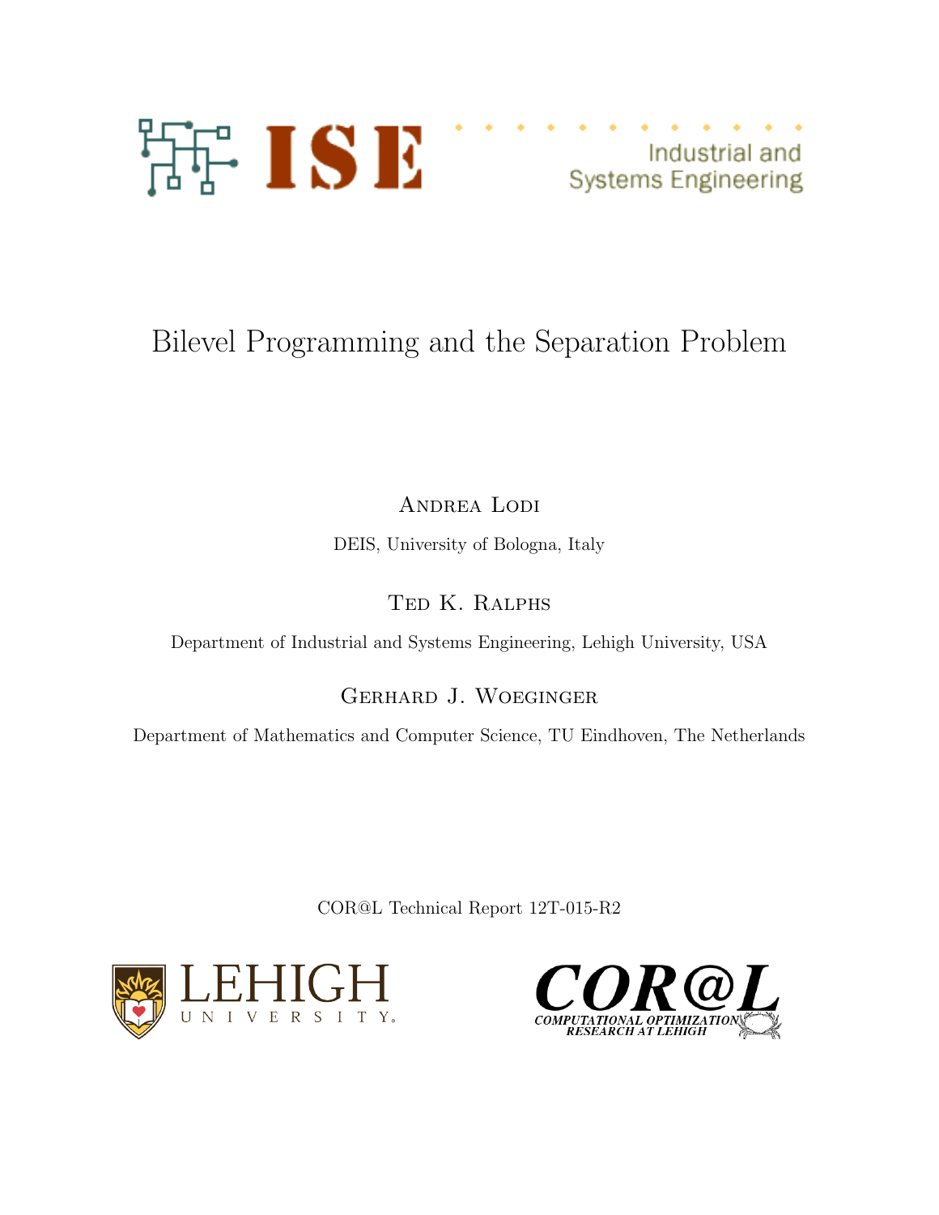# Bilevel Programming and the Separation Problem

Andrea Lodi

DEIS, University of Bologna, Italy

Ted K. Ralphs

Department of Industrial and Systems Engineering, Lehigh University, USA

Gerhard J. Woeginger

Department of Mathematics and Computer Science, TU Eindhoven, The Netherlands

COR@L Technical Report 12T-015-R2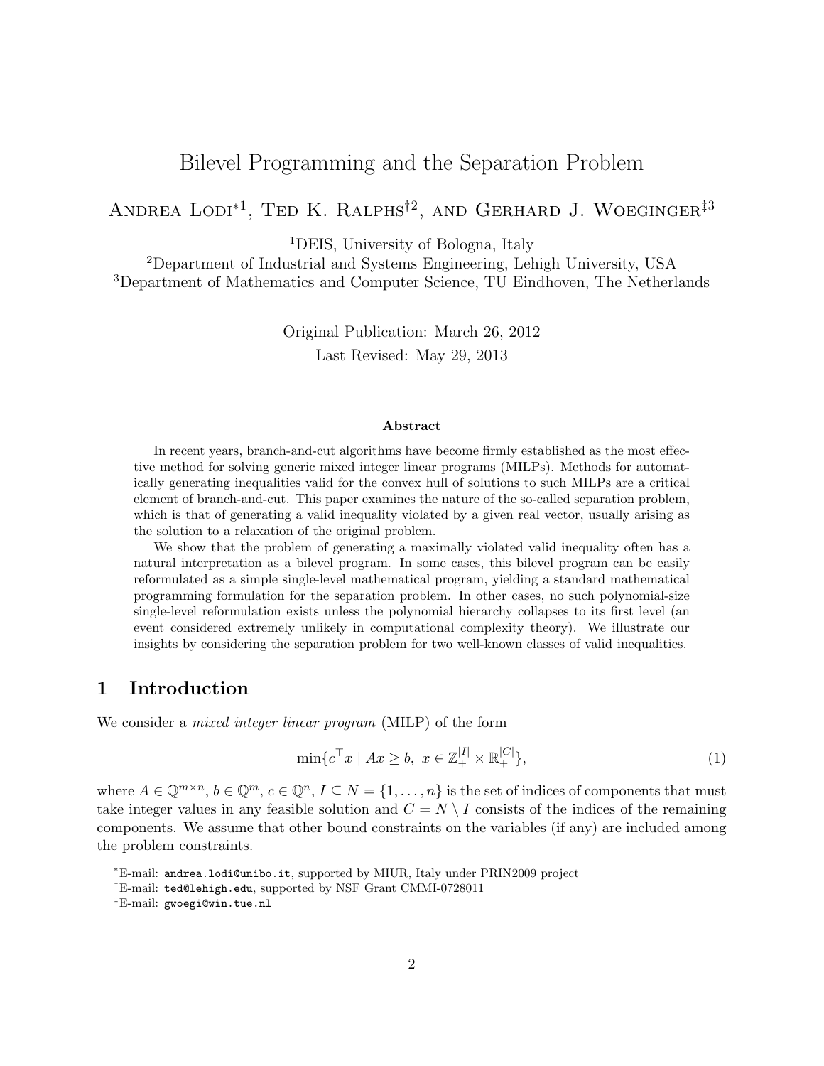# Bilevel Programming and the Separation Problem

Andrea Lodi*[1], Ted K. Ralphs†[2], and Gerhard J. Woeginger‡[3]

[1]DEIS, University of Bologna, Italy

[2]Department of Industrial and Systems Engineering, Lehigh University, USA

[3]Department of Mathematics and Computer Science, TU Eindhoven, The Netherlands

Original Publication: March 26, 2012

Last Revised: May 29, 2013

### Abstract

In recent years, branch-and-cut algorithms have become firmly established as the most effective method for solving generic mixed integer linear programs (MILPs). Methods for automatically generating inequalities valid for the convex hull of solutions to such MILPs are a critical element of branch-and-cut. This paper examines the nature of the so-called separation problem, which is that of generating a valid inequality violated by a given real vector, usually arising as the solution to a relaxation of the original problem.

We show that the problem of generating a maximally violated valid inequality often has a natural interpretation as a bilevel program. In some cases, this bilevel program can be easily reformulated as a simple single-level mathematical program, yielding a standard mathematical programming formulation for the separation problem. In other cases, no such polynomial-size single-level reformulation exists unless the polynomial hierarchy collapses to its first level (an event considered extremely unlikely in computational complexity theory). We illustrate our insights by considering the separation problem for two well-known classes of valid inequalities.

## 1 Introduction

We consider a *mixed integer linear program* (MILP) of the form

$$\min\{c^\top x \mid Ax \geq b,\ x \in \mathbb{Z}_+^{|I|} \times \mathbb{R}_+^{|C|}\}, \tag{1}$$

where $A \in \mathbb{Q}^{m \times n}$, $b \in \mathbb{Q}^m$, $c \in \mathbb{Q}^n$, $I \subseteq N = \{1, \ldots, n\}$ is the set of indices of components that must take integer values in any feasible solution and $C = N \setminus I$ consists of the indices of the remaining components. We assume that other bound constraints on the variables (if any) are included among the problem constraints.

*E-mail: andrea.lodi@unibo.it, supported by MIUR, Italy under PRIN2009 project

†E-mail: ted@lehigh.edu, supported by NSF Grant CMMI-0728011

‡E-mail: gwoegi@win.tue.nl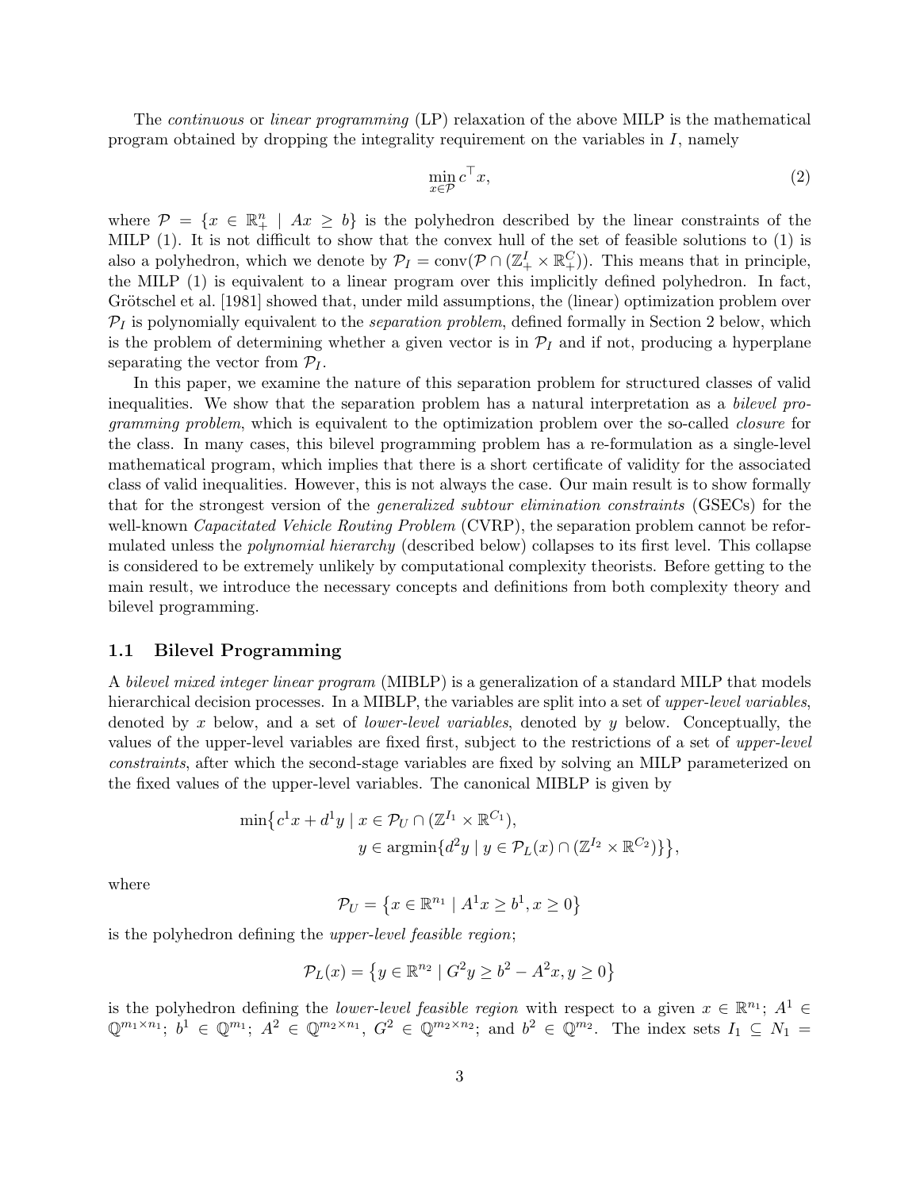The *continuous* or *linear programming* (LP) relaxation of the above MILP is the mathematical program obtained by dropping the integrality requirement on the variables in $I$, namely

$$\min_{x \in \mathcal{P}} c^\top x, \tag{2}$$

where $\mathcal{P} = \{x \in \mathbb{R}^n_+ \mid Ax \geq b\}$ is the polyhedron described by the linear constraints of the MILP (1). It is not difficult to show that the convex hull of the set of feasible solutions to (1) is also a polyhedron, which we denote by $\mathcal{P}_I = \text{conv}(\mathcal{P} \cap (\mathbb{Z}^I_+ \times \mathbb{R}^C_+))$. This means that in principle, the MILP (1) is equivalent to a linear program over this implicitly defined polyhedron. In fact, Grötschel et al. [1981] showed that, under mild assumptions, the (linear) optimization problem over $\mathcal{P}_I$ is polynomially equivalent to the *separation problem*, defined formally in Section 2 below, which is the problem of determining whether a given vector is in $\mathcal{P}_I$ and if not, producing a hyperplane separating the vector from $\mathcal{P}_I$.

In this paper, we examine the nature of this separation problem for structured classes of valid inequalities. We show that the separation problem has a natural interpretation as a *bilevel programming problem*, which is equivalent to the optimization problem over the so-called *closure* for the class. In many cases, this bilevel programming problem has a re-formulation as a single-level mathematical program, which implies that there is a short certificate of validity for the associated class of valid inequalities. However, this is not always the case. Our main result is to show formally that for the strongest version of the *generalized subtour elimination constraints* (GSECs) for the well-known *Capacitated Vehicle Routing Problem* (CVRP), the separation problem cannot be reformulated unless the *polynomial hierarchy* (described below) collapses to its first level. This collapse is considered to be extremely unlikely by computational complexity theorists. Before getting to the main result, we introduce the necessary concepts and definitions from both complexity theory and bilevel programming.

## 1.1 Bilevel Programming

A *bilevel mixed integer linear program* (MIBLP) is a generalization of a standard MILP that models hierarchical decision processes. In a MIBLP, the variables are split into a set of *upper-level variables*, denoted by $x$ below, and a set of *lower-level variables*, denoted by $y$ below. Conceptually, the values of the upper-level variables are fixed first, subject to the restrictions of a set of *upper-level constraints*, after which the second-stage variables are fixed by solving an MILP parameterized on the fixed values of the upper-level variables. The canonical MIBLP is given by

$$\begin{aligned} \min\big\{ c^1 x + d^1 y \mid\ & x \in \mathcal{P}_U \cap (\mathbb{Z}^{I_1} \times \mathbb{R}^{C_1}), \\ & y \in \operatorname{argmin}\{d^2 y \mid y \in \mathcal{P}_L(x) \cap (\mathbb{Z}^{I_2} \times \mathbb{R}^{C_2})\}\big\}, \end{aligned}$$

where

$$\mathcal{P}_U = \left\{x \in \mathbb{R}^{n_1} \mid A^1 x \geq b^1, x \geq 0\right\}$$

is the polyhedron defining the *upper-level feasible region*;

$$\mathcal{P}_L(x) = \left\{y \in \mathbb{R}^{n_2} \mid G^2 y \geq b^2 - A^2 x, y \geq 0\right\}$$

is the polyhedron defining the *lower-level feasible region* with respect to a given $x \in \mathbb{R}^{n_1}$; $A^1 \in \mathbb{Q}^{m_1 \times n_1}$; $b^1 \in \mathbb{Q}^{m_1}$; $A^2 \in \mathbb{Q}^{m_2 \times n_1}$, $G^2 \in \mathbb{Q}^{m_2 \times n_2}$; and $b^2 \in \mathbb{Q}^{m_2}$. The index sets $I_1 \subseteq N_1 =$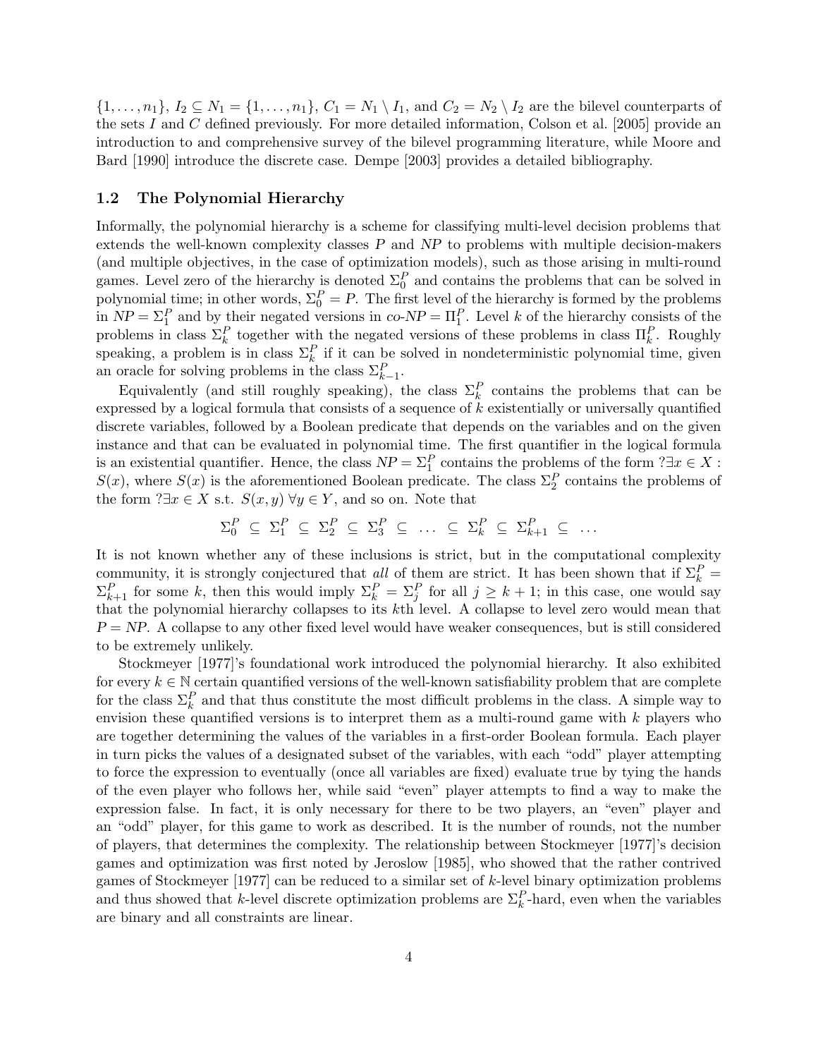$\{1, \ldots, n_1\}$, $I_2 \subseteq N_1 = \{1, \ldots, n_1\}$, $C_1 = N_1 \setminus I_1$, and $C_2 = N_2 \setminus I_2$ are the bilevel counterparts of the sets $I$ and $C$ defined previously. For more detailed information, Colson et al. [2005] provide an introduction to and comprehensive survey of the bilevel programming literature, while Moore and Bard [1990] introduce the discrete case. Dempe [2003] provides a detailed bibliography.

### 1.2 The Polynomial Hierarchy

Informally, the polynomial hierarchy is a scheme for classifying multi-level decision problems that extends the well-known complexity classes $P$ and $NP$ to problems with multiple decision-makers (and multiple objectives, in the case of optimization models), such as those arising in multi-round games. Level zero of the hierarchy is denoted $\Sigma_0^P$ and contains the problems that can be solved in polynomial time; in other words, $\Sigma_0^P = P$. The first level of the hierarchy is formed by the problems in $NP = \Sigma_1^P$ and by their negated versions in $co\text{-}NP = \Pi_1^P$. Level $k$ of the hierarchy consists of the problems in class $\Sigma_k^P$ together with the negated versions of these problems in class $\Pi_k^P$. Roughly speaking, a problem is in class $\Sigma_k^P$ if it can be solved in nondeterministic polynomial time, given an oracle for solving problems in the class $\Sigma_{k-1}^P$.

Equivalently (and still roughly speaking), the class $\Sigma_k^P$ contains the problems that can be expressed by a logical formula that consists of a sequence of $k$ existentially or universally quantified discrete variables, followed by a Boolean predicate that depends on the variables and on the given instance and that can be evaluated in polynomial time. The first quantifier in the logical formula is an existential quantifier. Hence, the class $NP = \Sigma_1^P$ contains the problems of the form $?\exists x \in X : S(x)$, where $S(x)$ is the aforementioned Boolean predicate. The class $\Sigma_2^P$ contains the problems of the form $?\exists x \in X$ s.t. $S(x, y) \; \forall y \in Y$, and so on. Note that

$$\Sigma_0^P \;\subseteq\; \Sigma_1^P \;\subseteq\; \Sigma_2^P \;\subseteq\; \Sigma_3^P \;\subseteq\; \ldots \;\subseteq\; \Sigma_k^P \;\subseteq\; \Sigma_{k+1}^P \;\subseteq\; \ldots$$

It is not known whether any of these inclusions is strict, but in the computational complexity community, it is strongly conjectured that *all* of them are strict. It has been shown that if $\Sigma_k^P = \Sigma_{k+1}^P$ for some $k$, then this would imply $\Sigma_k^P = \Sigma_j^P$ for all $j \geq k+1$; in this case, one would say that the polynomial hierarchy collapses to its $k$th level. A collapse to level zero would mean that $P = NP$. A collapse to any other fixed level would have weaker consequences, but is still considered to be extremely unlikely.

Stockmeyer [1977]'s foundational work introduced the polynomial hierarchy. It also exhibited for every $k \in \mathbb{N}$ certain quantified versions of the well-known satisfiability problem that are complete for the class $\Sigma_k^P$ and that thus constitute the most difficult problems in the class. A simple way to envision these quantified versions is to interpret them as a multi-round game with $k$ players who are together determining the values of the variables in a first-order Boolean formula. Each player in turn picks the values of a designated subset of the variables, with each "odd" player attempting to force the expression to eventually (once all variables are fixed) evaluate true by tying the hands of the even player who follows her, while said "even" player attempts to find a way to make the expression false. In fact, it is only necessary for there to be two players, an "even" player and an "odd" player, for this game to work as described. It is the number of rounds, not the number of players, that determines the complexity. The relationship between Stockmeyer [1977]'s decision games and optimization was first noted by Jeroslow [1985], who showed that the rather contrived games of Stockmeyer [1977] can be reduced to a similar set of $k$-level binary optimization problems and thus showed that $k$-level discrete optimization problems are $\Sigma_k^P$-hard, even when the variables are binary and all constraints are linear.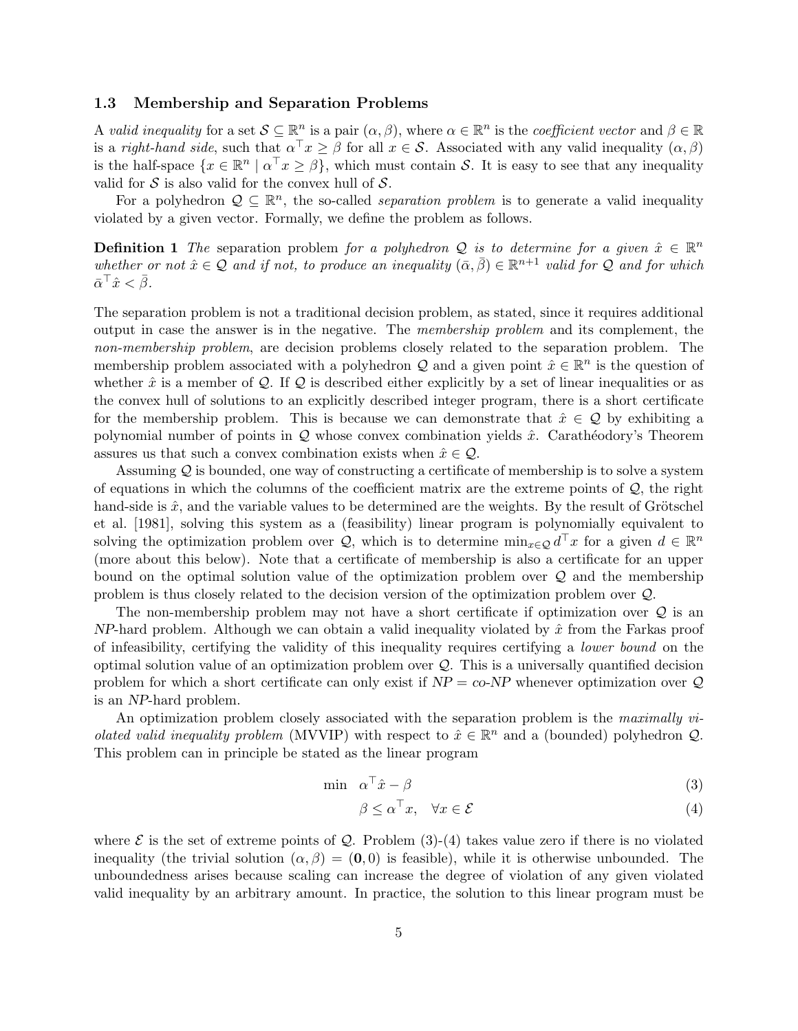### 1.3 Membership and Separation Problems

A *valid inequality* for a set $\mathcal{S} \subseteq \mathbb{R}^n$ is a pair $(\alpha, \beta)$, where $\alpha \in \mathbb{R}^n$ is the *coefficient vector* and $\beta \in \mathbb{R}$ is a *right-hand side*, such that $\alpha^\top x \geq \beta$ for all $x \in \mathcal{S}$. Associated with any valid inequality $(\alpha, \beta)$ is the half-space $\{x \in \mathbb{R}^n \mid \alpha^\top x \geq \beta\}$, which must contain $\mathcal{S}$. It is easy to see that any inequality valid for $\mathcal{S}$ is also valid for the convex hull of $\mathcal{S}$.

For a polyhedron $\mathcal{Q} \subseteq \mathbb{R}^n$, the so-called *separation problem* is to generate a valid inequality violated by a given vector. Formally, we define the problem as follows.

**Definition 1** *The* separation problem *for a polyhedron $\mathcal{Q}$ is to determine for a given $\hat{x} \in \mathbb{R}^n$ whether or not $\hat{x} \in \mathcal{Q}$ and if not, to produce an inequality $(\bar{\alpha}, \bar{\beta}) \in \mathbb{R}^{n+1}$ valid for $\mathcal{Q}$ and for which $\bar{\alpha}^\top \hat{x} < \bar{\beta}$.*

The separation problem is not a traditional decision problem, as stated, since it requires additional output in case the answer is in the negative. The *membership problem* and its complement, the *non-membership problem*, are decision problems closely related to the separation problem. The membership problem associated with a polyhedron $\mathcal{Q}$ and a given point $\hat{x} \in \mathbb{R}^n$ is the question of whether $\hat{x}$ is a member of $\mathcal{Q}$. If $\mathcal{Q}$ is described either explicitly by a set of linear inequalities or as the convex hull of solutions to an explicitly described integer program, there is a short certificate for the membership problem. This is because we can demonstrate that $\hat{x} \in \mathcal{Q}$ by exhibiting a polynomial number of points in $\mathcal{Q}$ whose convex combination yields $\hat{x}$. Carathéodory's Theorem assures us that such a convex combination exists when $\hat{x} \in \mathcal{Q}$.

Assuming $\mathcal{Q}$ is bounded, one way of constructing a certificate of membership is to solve a system of equations in which the columns of the coefficient matrix are the extreme points of $\mathcal{Q}$, the right hand-side is $\hat{x}$, and the variable values to be determined are the weights. By the result of Grötschel et al. [1981], solving this system as a (feasibility) linear program is polynomially equivalent to solving the optimization problem over $\mathcal{Q}$, which is to determine $\min_{x \in \mathcal{Q}} d^\top x$ for a given $d \in \mathbb{R}^n$ (more about this below). Note that a certificate of membership is also a certificate for an upper bound on the optimal solution value of the optimization problem over $\mathcal{Q}$ and the membership problem is thus closely related to the decision version of the optimization problem over $\mathcal{Q}$.

The non-membership problem may not have a short certificate if optimization over $\mathcal{Q}$ is an *NP*-hard problem. Although we can obtain a valid inequality violated by $\hat{x}$ from the Farkas proof of infeasibility, certifying the validity of this inequality requires certifying a *lower bound* on the optimal solution value of an optimization problem over $\mathcal{Q}$. This is a universally quantified decision problem for which a short certificate can only exist if *NP* = *co-NP* whenever optimization over $\mathcal{Q}$ is an *NP*-hard problem.

An optimization problem closely associated with the separation problem is the *maximally violated valid inequality problem* (MVVIP) with respect to $\hat{x} \in \mathbb{R}^n$ and a (bounded) polyhedron $\mathcal{Q}$. This problem can in principle be stated as the linear program

$$\min \quad \alpha^\top \hat{x} - \beta \tag{3}$$

$$\beta \leq \alpha^\top x, \quad \forall x \in \mathcal{E} \tag{4}$$

where $\mathcal{E}$ is the set of extreme points of $\mathcal{Q}$. Problem (3)-(4) takes value zero if there is no violated inequality (the trivial solution $(\alpha, \beta) = (\mathbf{0}, 0)$ is feasible), while it is otherwise unbounded. The unboundedness arises because scaling can increase the degree of violation of any given violated valid inequality by an arbitrary amount. In practice, the solution to this linear program must be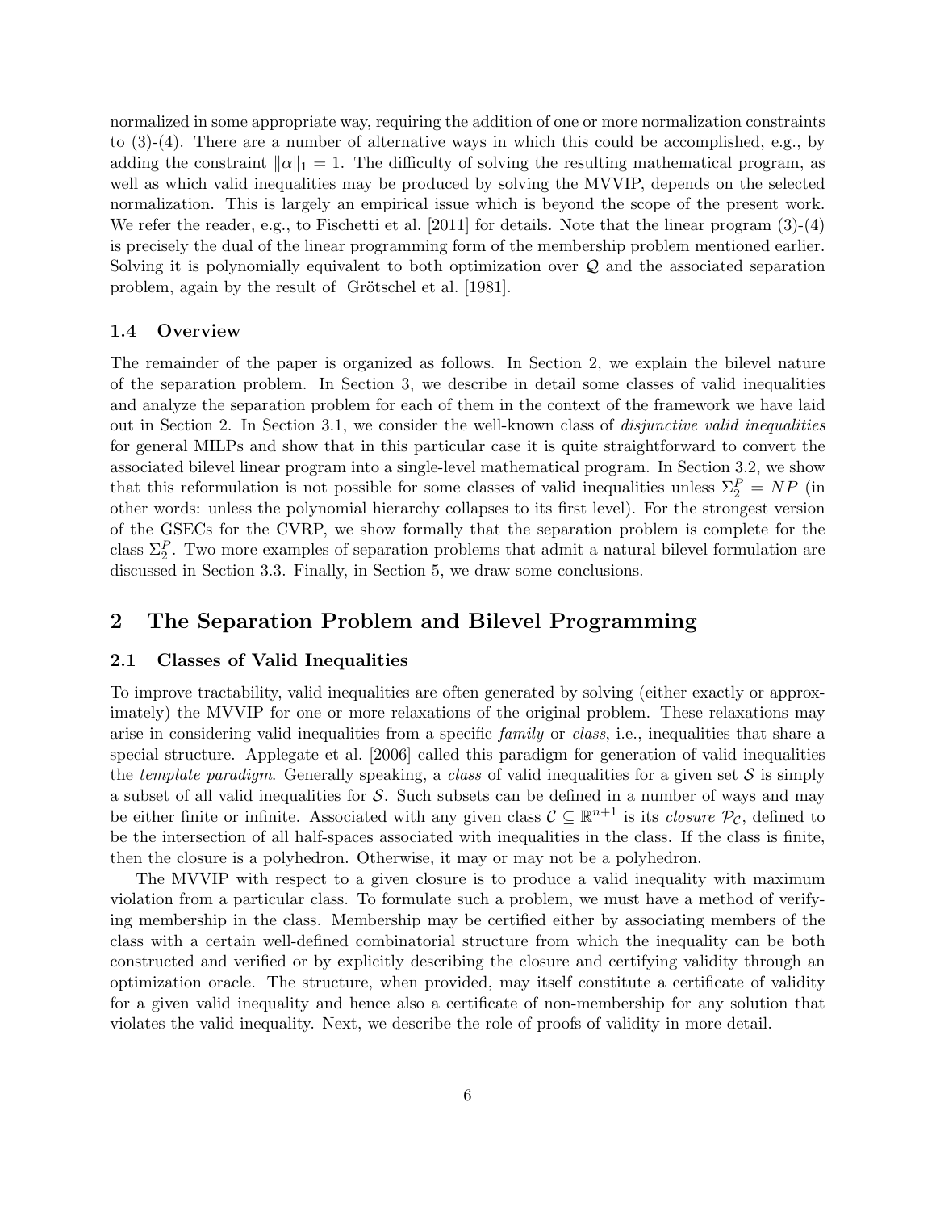normalized in some appropriate way, requiring the addition of one or more normalization constraints to (3)-(4). There are a number of alternative ways in which this could be accomplished, e.g., by adding the constraint $\|\alpha\|_1 = 1$. The difficulty of solving the resulting mathematical program, as well as which valid inequalities may be produced by solving the MVVIP, depends on the selected normalization. This is largely an empirical issue which is beyond the scope of the present work. We refer the reader, e.g., to Fischetti et al. [2011] for details. Note that the linear program (3)-(4) is precisely the dual of the linear programming form of the membership problem mentioned earlier. Solving it is polynomially equivalent to both optimization over $\mathcal{Q}$ and the associated separation problem, again by the result of Grötschel et al. [1981].

### 1.4 Overview

The remainder of the paper is organized as follows. In Section 2, we explain the bilevel nature of the separation problem. In Section 3, we describe in detail some classes of valid inequalities and analyze the separation problem for each of them in the context of the framework we have laid out in Section 2. In Section 3.1, we consider the well-known class of *disjunctive valid inequalities* for general MILPs and show that in this particular case it is quite straightforward to convert the associated bilevel linear program into a single-level mathematical program. In Section 3.2, we show that this reformulation is not possible for some classes of valid inequalities unless $\Sigma_2^P = NP$ (in other words: unless the polynomial hierarchy collapses to its first level). For the strongest version of the GSECs for the CVRP, we show formally that the separation problem is complete for the class $\Sigma_2^P$. Two more examples of separation problems that admit a natural bilevel formulation are discussed in Section 3.3. Finally, in Section 5, we draw some conclusions.

## 2 The Separation Problem and Bilevel Programming

### 2.1 Classes of Valid Inequalities

To improve tractability, valid inequalities are often generated by solving (either exactly or approximately) the MVVIP for one or more relaxations of the original problem. These relaxations may arise in considering valid inequalities from a specific *family* or *class*, i.e., inequalities that share a special structure. Applegate et al. [2006] called this paradigm for generation of valid inequalities the *template paradigm*. Generally speaking, a *class* of valid inequalities for a given set $\mathcal{S}$ is simply a subset of all valid inequalities for $\mathcal{S}$. Such subsets can be defined in a number of ways and may be either finite or infinite. Associated with any given class $\mathcal{C} \subseteq \mathbb{R}^{n+1}$ is its *closure* $\mathcal{P}_\mathcal{C}$, defined to be the intersection of all half-spaces associated with inequalities in the class. If the class is finite, then the closure is a polyhedron. Otherwise, it may or may not be a polyhedron.

The MVVIP with respect to a given closure is to produce a valid inequality with maximum violation from a particular class. To formulate such a problem, we must have a method of verifying membership in the class. Membership may be certified either by associating members of the class with a certain well-defined combinatorial structure from which the inequality can be both constructed and verified or by explicitly describing the closure and certifying validity through an optimization oracle. The structure, when provided, may itself constitute a certificate of validity for a given valid inequality and hence also a certificate of non-membership for any solution that violates the valid inequality. Next, we describe the role of proofs of validity in more detail.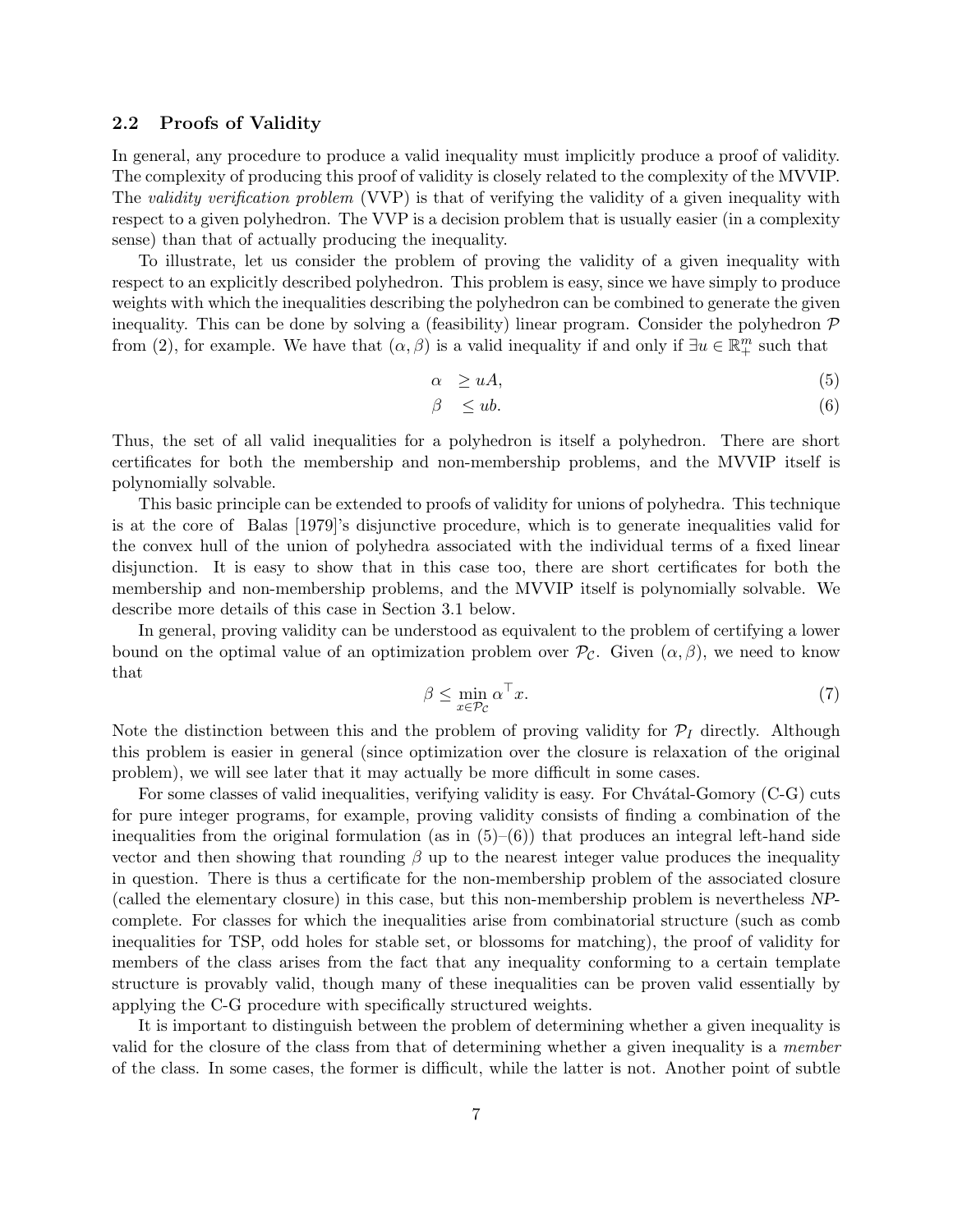### 2.2 Proofs of Validity

In general, any procedure to produce a valid inequality must implicitly produce a proof of validity. The complexity of producing this proof of validity is closely related to the complexity of the MVVIP. The *validity verification problem* (VVP) is that of verifying the validity of a given inequality with respect to a given polyhedron. The VVP is a decision problem that is usually easier (in a complexity sense) than that of actually producing the inequality.

To illustrate, let us consider the problem of proving the validity of a given inequality with respect to an explicitly described polyhedron. This problem is easy, since we have simply to produce weights with which the inequalities describing the polyhedron can be combined to generate the given inequality. This can be done by solving a (feasibility) linear program. Consider the polyhedron $\mathcal{P}$ from (2), for example. We have that $(\alpha, \beta)$ is a valid inequality if and only if $\exists u \in \mathbb{R}^m_+$ such that

$$\alpha \geq uA, \tag{5}$$

$$\beta \leq ub. \tag{6}$$

Thus, the set of all valid inequalities for a polyhedron is itself a polyhedron. There are short certificates for both the membership and non-membership problems, and the MVVIP itself is polynomially solvable.

This basic principle can be extended to proofs of validity for unions of polyhedra. This technique is at the core of Balas [1979]'s disjunctive procedure, which is to generate inequalities valid for the convex hull of the union of polyhedra associated with the individual terms of a fixed linear disjunction. It is easy to show that in this case too, there are short certificates for both the membership and non-membership problems, and the MVVIP itself is polynomially solvable. We describe more details of this case in Section 3.1 below.

In general, proving validity can be understood as equivalent to the problem of certifying a lower bound on the optimal value of an optimization problem over $\mathcal{P}_{\mathcal{C}}$. Given $(\alpha, \beta)$, we need to know that

$$\beta \leq \min_{x \in \mathcal{P}_{\mathcal{C}}} \alpha^\top x. \tag{7}$$

Note the distinction between this and the problem of proving validity for $\mathcal{P}_I$ directly. Although this problem is easier in general (since optimization over the closure is relaxation of the original problem), we will see later that it may actually be more difficult in some cases.

For some classes of valid inequalities, verifying validity is easy. For Chvátal-Gomory (C-G) cuts for pure integer programs, for example, proving validity consists of finding a combination of the inequalities from the original formulation (as in (5)–(6)) that produces an integral left-hand side vector and then showing that rounding $\beta$ up to the nearest integer value produces the inequality in question. There is thus a certificate for the non-membership problem of the associated closure (called the elementary closure) in this case, but this non-membership problem is nevertheless *NP*-complete. For classes for which the inequalities arise from combinatorial structure (such as comb inequalities for TSP, odd holes for stable set, or blossoms for matching), the proof of validity for members of the class arises from the fact that any inequality conforming to a certain template structure is provably valid, though many of these inequalities can be proven valid essentially by applying the C-G procedure with specifically structured weights.

It is important to distinguish between the problem of determining whether a given inequality is valid for the closure of the class from that of determining whether a given inequality is a *member* of the class. In some cases, the former is difficult, while the latter is not. Another point of subtle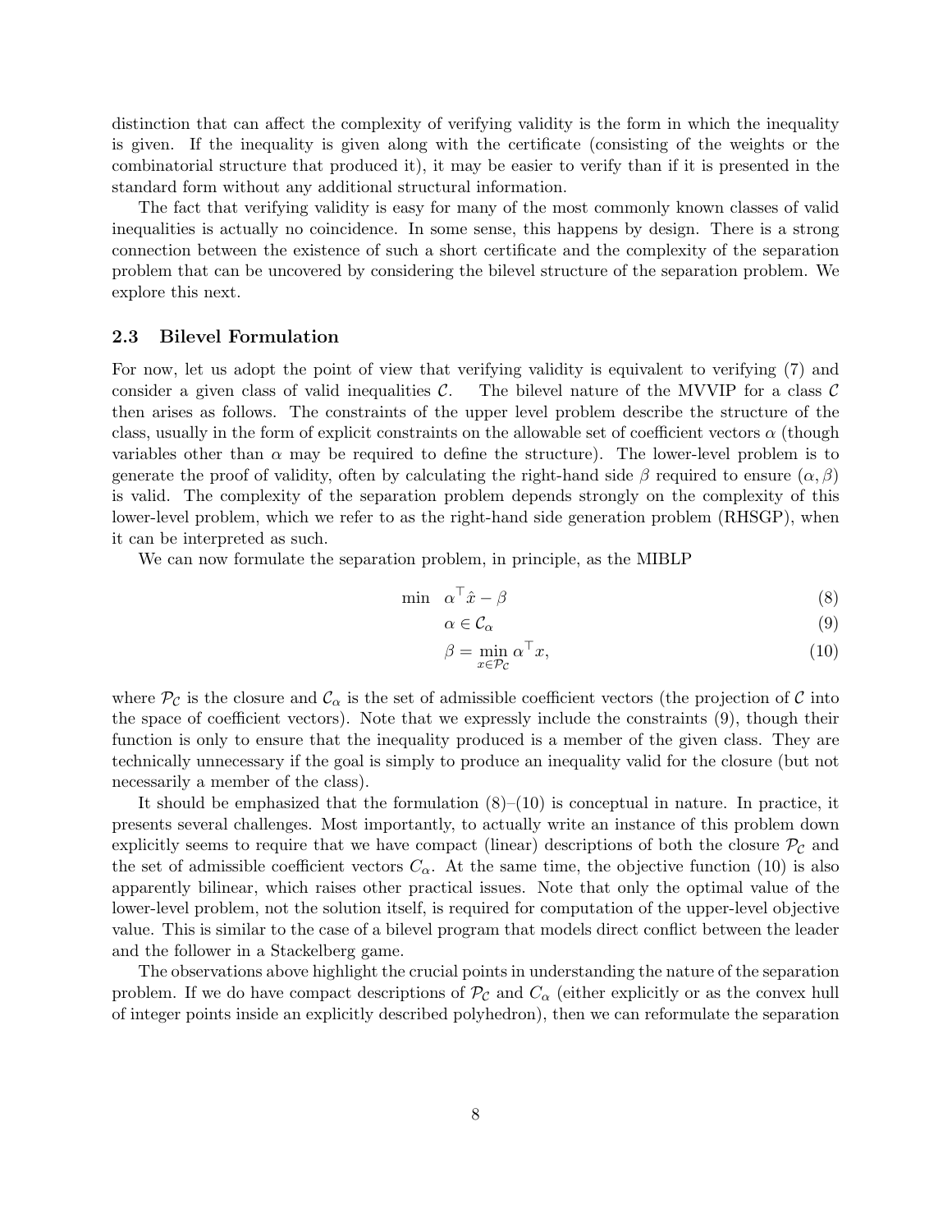distinction that can affect the complexity of verifying validity is the form in which the inequality is given. If the inequality is given along with the certificate (consisting of the weights or the combinatorial structure that produced it), it may be easier to verify than if it is presented in the standard form without any additional structural information.

The fact that verifying validity is easy for many of the most commonly known classes of valid inequalities is actually no coincidence. In some sense, this happens by design. There is a strong connection between the existence of such a short certificate and the complexity of the separation problem that can be uncovered by considering the bilevel structure of the separation problem. We explore this next.

### 2.3 Bilevel Formulation

For now, let us adopt the point of view that verifying validity is equivalent to verifying (7) and consider a given class of valid inequalities $\mathcal{C}$. The bilevel nature of the MVVIP for a class $\mathcal{C}$ then arises as follows. The constraints of the upper level problem describe the structure of the class, usually in the form of explicit constraints on the allowable set of coefficient vectors $\alpha$ (though variables other than $\alpha$ may be required to define the structure). The lower-level problem is to generate the proof of validity, often by calculating the right-hand side $\beta$ required to ensure $(\alpha, \beta)$ is valid. The complexity of the separation problem depends strongly on the complexity of this lower-level problem, which we refer to as the right-hand side generation problem (RHSGP), when it can be interpreted as such.

We can now formulate the separation problem, in principle, as the MIBLP

$$\min \quad \alpha^\top \hat{x} - \beta \tag{8}$$

$$\alpha \in \mathcal{C}_\alpha \tag{9}$$

$$\beta = \min_{x \in \mathcal{P}_\mathcal{C}} \alpha^\top x, \tag{10}$$

where $\mathcal{P}_\mathcal{C}$ is the closure and $\mathcal{C}_\alpha$ is the set of admissible coefficient vectors (the projection of $\mathcal{C}$ into the space of coefficient vectors). Note that we expressly include the constraints (9), though their function is only to ensure that the inequality produced is a member of the given class. They are technically unnecessary if the goal is simply to produce an inequality valid for the closure (but not necessarily a member of the class).

It should be emphasized that the formulation (8)–(10) is conceptual in nature. In practice, it presents several challenges. Most importantly, to actually write an instance of this problem down explicitly seems to require that we have compact (linear) descriptions of both the closure $\mathcal{P}_\mathcal{C}$ and the set of admissible coefficient vectors $C_\alpha$. At the same time, the objective function (10) is also apparently bilinear, which raises other practical issues. Note that only the optimal value of the lower-level problem, not the solution itself, is required for computation of the upper-level objective value. This is similar to the case of a bilevel program that models direct conflict between the leader and the follower in a Stackelberg game.

The observations above highlight the crucial points in understanding the nature of the separation problem. If we do have compact descriptions of $\mathcal{P}_\mathcal{C}$ and $C_\alpha$ (either explicitly or as the convex hull of integer points inside an explicitly described polyhedron), then we can reformulate the separation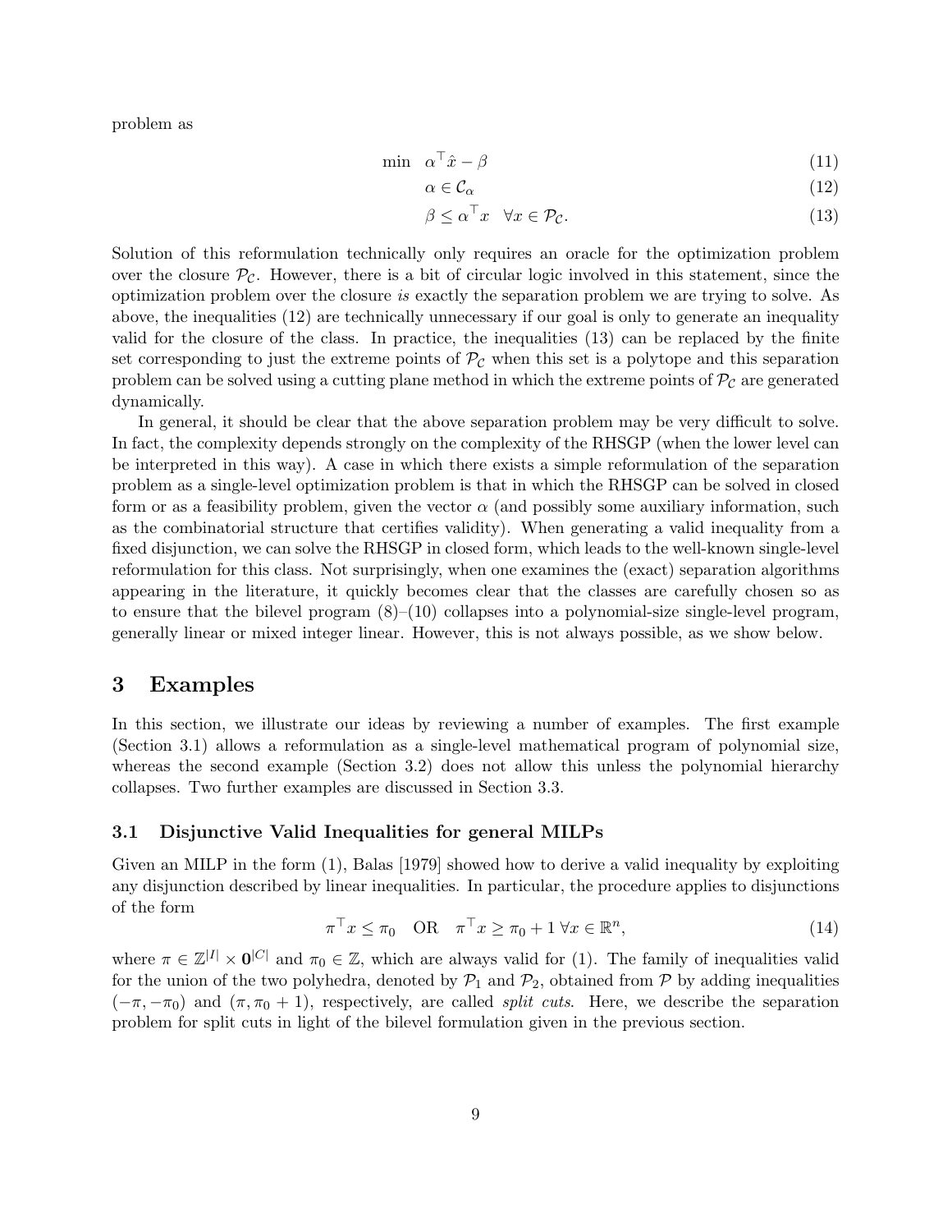problem as

$$
\begin{aligned}
\min \quad & \alpha^\top \hat{x} - \beta & (11)\\
& \alpha \in \mathcal{C}_\alpha & (12)\\
& \beta \leq \alpha^\top x \quad \forall x \in \mathcal{P}_\mathcal{C}. & (13)
\end{aligned}
$$

Solution of this reformulation technically only requires an oracle for the optimization problem over the closure $\mathcal{P}_\mathcal{C}$. However, there is a bit of circular logic involved in this statement, since the optimization problem over the closure *is* exactly the separation problem we are trying to solve. As above, the inequalities (12) are technically unnecessary if our goal is only to generate an inequality valid for the closure of the class. In practice, the inequalities (13) can be replaced by the finite set corresponding to just the extreme points of $\mathcal{P}_\mathcal{C}$ when this set is a polytope and this separation problem can be solved using a cutting plane method in which the extreme points of $\mathcal{P}_\mathcal{C}$ are generated dynamically.

In general, it should be clear that the above separation problem may be very difficult to solve. In fact, the complexity depends strongly on the complexity of the RHSGP (when the lower level can be interpreted in this way). A case in which there exists a simple reformulation of the separation problem as a single-level optimization problem is that in which the RHSGP can be solved in closed form or as a feasibility problem, given the vector $\alpha$ (and possibly some auxiliary information, such as the combinatorial structure that certifies validity). When generating a valid inequality from a fixed disjunction, we can solve the RHSGP in closed form, which leads to the well-known single-level reformulation for this class. Not surprisingly, when one examines the (exact) separation algorithms appearing in the literature, it quickly becomes clear that the classes are carefully chosen so as to ensure that the bilevel program (8)–(10) collapses into a polynomial-size single-level program, generally linear or mixed integer linear. However, this is not always possible, as we show below.

## 3 Examples

In this section, we illustrate our ideas by reviewing a number of examples. The first example (Section 3.1) allows a reformulation as a single-level mathematical program of polynomial size, whereas the second example (Section 3.2) does not allow this unless the polynomial hierarchy collapses. Two further examples are discussed in Section 3.3.

### 3.1 Disjunctive Valid Inequalities for general MILPs

Given an MILP in the form (1), Balas [1979] showed how to derive a valid inequality by exploiting any disjunction described by linear inequalities. In particular, the procedure applies to disjunctions of the form

$$
\pi^\top x \leq \pi_0 \quad \text{OR} \quad \pi^\top x \geq \pi_0 + 1 \; \forall x \in \mathbb{R}^n, \tag{14}
$$

where $\pi \in \mathbb{Z}^{|I|} \times \mathbf{0}^{|C|}$ and $\pi_0 \in \mathbb{Z}$, which are always valid for (1). The family of inequalities valid for the union of the two polyhedra, denoted by $\mathcal{P}_1$ and $\mathcal{P}_2$, obtained from $\mathcal{P}$ by adding inequalities $(-\pi, -\pi_0)$ and $(\pi, \pi_0 + 1)$, respectively, are called *split cuts*. Here, we describe the separation problem for split cuts in light of the bilevel formulation given in the previous section.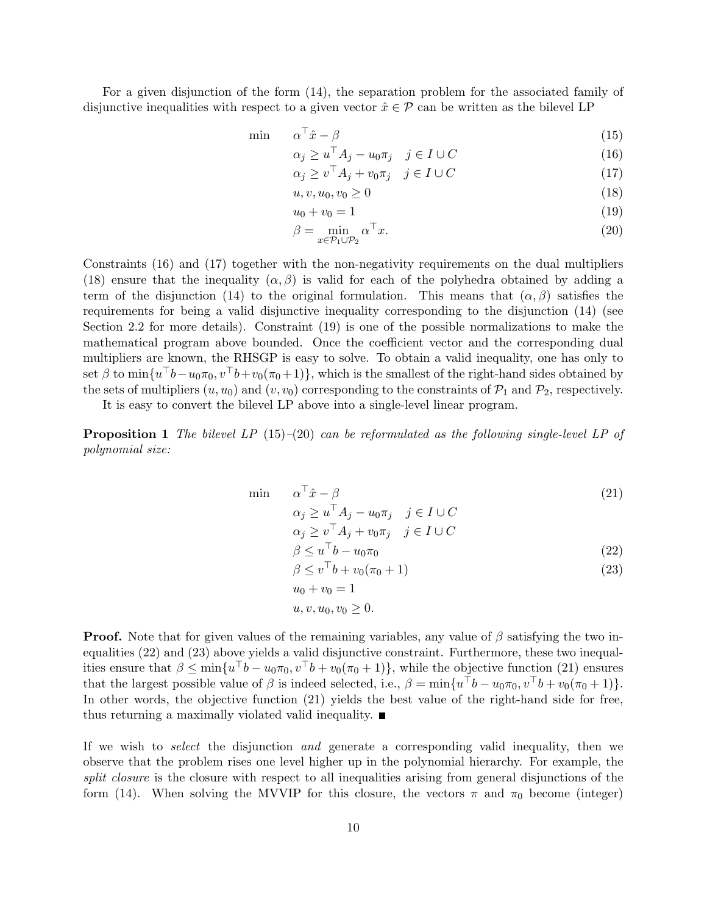For a given disjunction of the form (14), the separation problem for the associated family of disjunctive inequalities with respect to a given vector $\hat{x} \in \mathcal{P}$ can be written as the bilevel LP

$$
\begin{aligned}
\min \quad & \alpha^\top \hat{x} - \beta && (15)\\
& \alpha_j \geq u^\top A_j - u_0 \pi_j \quad j \in I \cup C && (16)\\
& \alpha_j \geq v^\top A_j + v_0 \pi_j \quad j \in I \cup C && (17)\\
& u, v, u_0, v_0 \geq 0 && (18)\\
& u_0 + v_0 = 1 && (19)\\
& \beta = \min_{x \in \mathcal{P}_1 \cup \mathcal{P}_2} \alpha^\top x. && (20)
\end{aligned}
$$

Constraints (16) and (17) together with the non-negativity requirements on the dual multipliers (18) ensure that the inequality $(\alpha, \beta)$ is valid for each of the polyhedra obtained by adding a term of the disjunction (14) to the original formulation. This means that $(\alpha, \beta)$ satisfies the requirements for being a valid disjunctive inequality corresponding to the disjunction (14) (see Section 2.2 for more details). Constraint (19) is one of the possible normalizations to make the mathematical program above bounded. Once the coefficient vector and the corresponding dual multipliers are known, the RHSGP is easy to solve. To obtain a valid inequality, one has only to set $\beta$ to $\min\{u^\top b - u_0\pi_0, v^\top b + v_0(\pi_0 + 1)\}$, which is the smallest of the right-hand sides obtained by the sets of multipliers $(u, u_0)$ and $(v, v_0)$ corresponding to the constraints of $\mathcal{P}_1$ and $\mathcal{P}_2$, respectively.

It is easy to convert the bilevel LP above into a single-level linear program.

**Proposition 1** *The bilevel LP* (15)–(20) *can be reformulated as the following single-level LP of polynomial size:*

$$
\begin{aligned}
\min \quad & \alpha^\top \hat{x} - \beta && (21)\\
& \alpha_j \geq u^\top A_j - u_0 \pi_j \quad j \in I \cup C \\
& \alpha_j \geq v^\top A_j + v_0 \pi_j \quad j \in I \cup C \\
& \beta \leq u^\top b - u_0 \pi_0 && (22)\\
& \beta \leq v^\top b + v_0(\pi_0 + 1) && (23)\\
& u_0 + v_0 = 1 \\
& u, v, u_0, v_0 \geq 0.
\end{aligned}
$$

**Proof.** Note that for given values of the remaining variables, any value of $\beta$ satisfying the two inequalities (22) and (23) above yields a valid disjunctive constraint. Furthermore, these two inequalities ensure that $\beta \leq \min\{u^\top b - u_0\pi_0, v^\top b + v_0(\pi_0 + 1)\}$, while the objective function (21) ensures that the largest possible value of $\beta$ is indeed selected, i.e., $\beta = \min\{u^\top b - u_0\pi_0, v^\top b + v_0(\pi_0 + 1)\}$. In other words, the objective function (21) yields the best value of the right-hand side for free, thus returning a maximally violated valid inequality. ■

If we wish to *select* the disjunction *and* generate a corresponding valid inequality, then we observe that the problem rises one level higher up in the polynomial hierarchy. For example, the *split closure* is the closure with respect to all inequalities arising from general disjunctions of the form (14). When solving the MVVIP for this closure, the vectors $\pi$ and $\pi_0$ become (integer)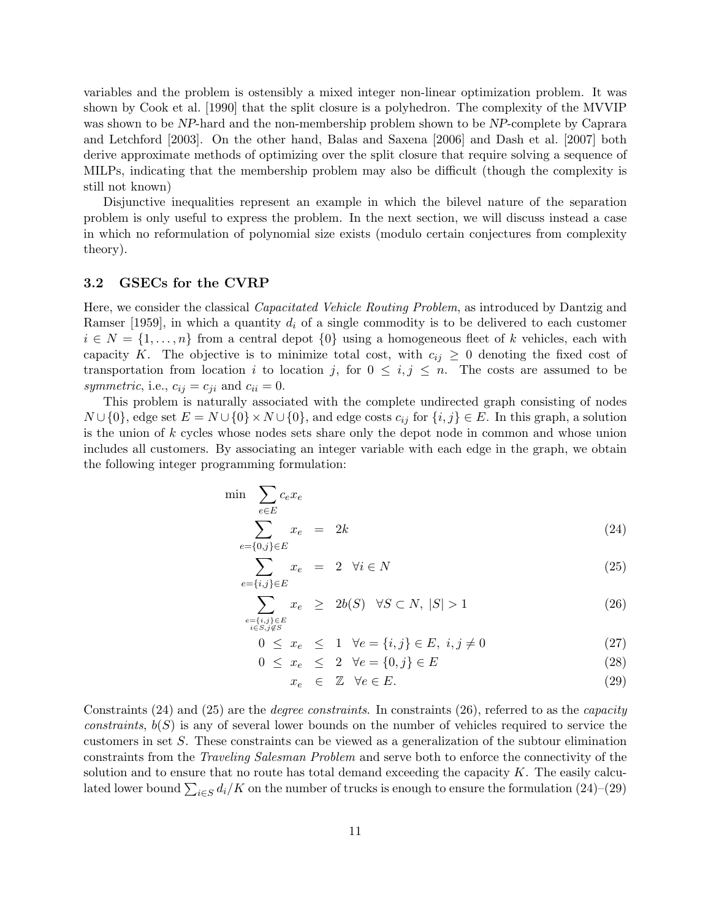variables and the problem is ostensibly a mixed integer non-linear optimization problem. It was shown by Cook et al. [1990] that the split closure is a polyhedron. The complexity of the MVVIP was shown to be *NP*-hard and the non-membership problem shown to be *NP*-complete by Caprara and Letchford [2003]. On the other hand, Balas and Saxena [2006] and Dash et al. [2007] both derive approximate methods of optimizing over the split closure that require solving a sequence of MILPs, indicating that the membership problem may also be difficult (though the complexity is still not known)

Disjunctive inequalities represent an example in which the bilevel nature of the separation problem is only useful to express the problem. In the next section, we will discuss instead a case in which no reformulation of polynomial size exists (modulo certain conjectures from complexity theory).

### 3.2 GSECs for the CVRP

Here, we consider the classical *Capacitated Vehicle Routing Problem*, as introduced by Dantzig and Ramser [1959], in which a quantity $d_i$ of a single commodity is to be delivered to each customer $i \in N = \{1, \ldots, n\}$ from a central depot $\{0\}$ using a homogeneous fleet of $k$ vehicles, each with capacity $K$. The objective is to minimize total cost, with $c_{ij} \geq 0$ denoting the fixed cost of transportation from location $i$ to location $j$, for $0 \leq i, j \leq n$. The costs are assumed to be *symmetric*, i.e., $c_{ij} = c_{ji}$ and $c_{ii} = 0$.

This problem is naturally associated with the complete undirected graph consisting of nodes $N \cup \{0\}$, edge set $E = N \cup \{0\} \times N \cup \{0\}$, and edge costs $c_{ij}$ for $\{i, j\} \in E$. In this graph, a solution is the union of $k$ cycles whose nodes sets share only the depot node in common and whose union includes all customers. By associating an integer variable with each edge in the graph, we obtain the following integer programming formulation:

$$\min \sum_{e \in E} c_e x_e$$

$$\sum_{e=\{0,j\} \in E} x_e = 2k \tag{24}$$

$$\sum_{e=\{i,j\} \in E} x_e = 2 \quad \forall i \in N \tag{25}$$

$$\sum_{\substack{e=\{i,j\} \in E \\ i \in S, j \notin S}} x_e \geq 2b(S) \quad \forall S \subset N, \ |S| > 1 \tag{26}$$

$$0 \leq x_e \leq 1 \quad \forall e = \{i, j\} \in E, \ i, j \neq 0 \tag{27}$$

$$0 \leq x_e \leq 2 \quad \forall e = \{0, j\} \in E \tag{28}$$

$$x_e \in \mathbb{Z} \quad \forall e \in E. \tag{29}$$

Constraints (24) and (25) are the *degree constraints*. In constraints (26), referred to as the *capacity constraints*, $b(S)$ is any of several lower bounds on the number of vehicles required to service the customers in set $S$. These constraints can be viewed as a generalization of the subtour elimination constraints from the *Traveling Salesman Problem* and serve both to enforce the connectivity of the solution and to ensure that no route has total demand exceeding the capacity $K$. The easily calculated lower bound $\sum_{i \in S} d_i / K$ on the number of trucks is enough to ensure the formulation (24)–(29)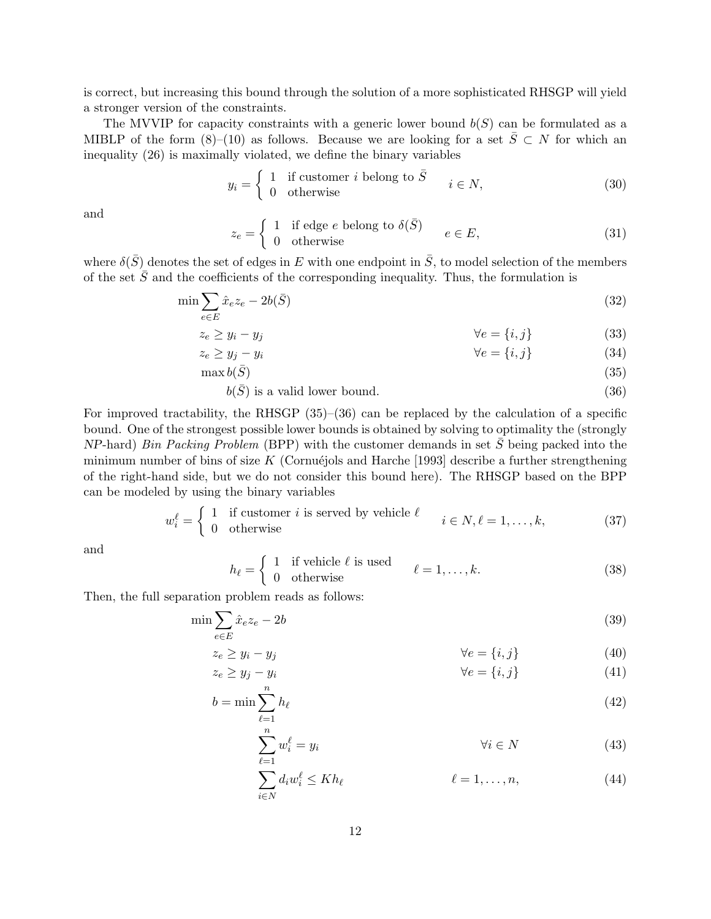is correct, but increasing this bound through the solution of a more sophisticated RHSGP will yield a stronger version of the constraints.

The MVVIP for capacity constraints with a generic lower bound $b(S)$ can be formulated as a MIBLP of the form (8)–(10) as follows. Because we are looking for a set $\bar{S} \subset N$ for which an inequality (26) is maximally violated, we define the binary variables

$$y_i = \begin{cases} 1 & \text{if customer } i \text{ belong to } \bar{S} \\ 0 & \text{otherwise} \end{cases} \qquad i \in N, \tag{30}$$

and

$$z_e = \begin{cases} 1 & \text{if edge } e \text{ belong to } \delta(\bar{S}) \\ 0 & \text{otherwise} \end{cases} \qquad e \in E, \tag{31}$$

where $\delta(\bar{S})$ denotes the set of edges in $E$ with one endpoint in $\bar{S}$, to model selection of the members of the set $\bar{S}$ and the coefficients of the corresponding inequality. Thus, the formulation is

$$\min \sum_{e \in E} \hat{x}_e z_e - 2b(\bar{S}) \tag{32}$$

$$z_e \geq y_i - y_j \qquad \forall e = \{i, j\} \tag{33}$$

$$z_e \geq y_j - y_i \qquad \forall e = \{i, j\} \tag{34}$$

$$\max b(\bar{S}) \tag{35}$$

$$b(\bar{S}) \text{ is a valid lower bound.} \tag{36}$$

For improved tractability, the RHSGP (35)–(36) can be replaced by the calculation of a specific bound. One of the strongest possible lower bounds is obtained by solving to optimality the (strongly *NP*-hard) *Bin Packing Problem* (BPP) with the customer demands in set $\bar{S}$ being packed into the minimum number of bins of size $K$ (Cornuéjols and Harche [1993] describe a further strengthening of the right-hand side, but we do not consider this bound here). The RHSGP based on the BPP can be modeled by using the binary variables

$$w_i^\ell = \begin{cases} 1 & \text{if customer } i \text{ is served by vehicle } \ell \\ 0 & \text{otherwise} \end{cases} \qquad i \in N, \ell = 1, \ldots, k, \tag{37}$$

and

$$h_\ell = \begin{cases} 1 & \text{if vehicle } \ell \text{ is used} \\ 0 & \text{otherwise} \end{cases} \qquad \ell = 1, \ldots, k. \tag{38}$$

Then, the full separation problem reads as follows:

$$\min \sum_{e \in E} \hat{x}_e z_e - 2b \tag{39}$$

$$z_e \geq y_i - y_j \qquad \forall e = \{i, j\} \tag{40}$$

$$z_e \geq y_j - y_i \qquad \forall e = \{i, j\} \tag{41}$$

$$b = \min \sum_{\ell=1}^{n} h_\ell \tag{42}$$

$$\sum_{\ell=1}^{n} w_i^\ell = y_i \qquad \forall i \in N \tag{43}$$

$$\sum_{i \in N} d_i w_i^\ell \leq K h_\ell \qquad \ell = 1, \ldots, n, \tag{44}$$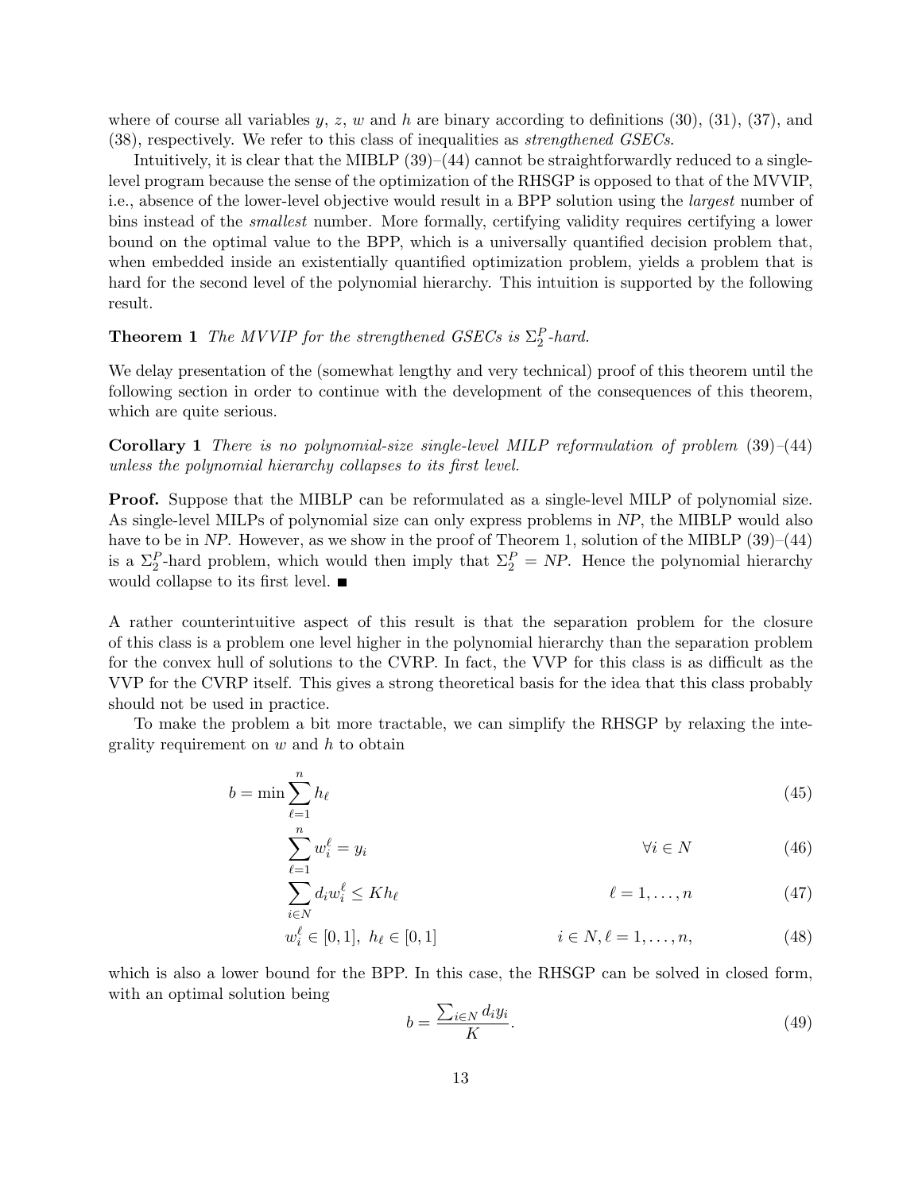where of course all variables $y$, $z$, $w$ and $h$ are binary according to definitions (30), (31), (37), and (38), respectively. We refer to this class of inequalities as *strengthened GSECs*.

Intuitively, it is clear that the MIBLP (39)–(44) cannot be straightforwardly reduced to a single-level program because the sense of the optimization of the RHSGP is opposed to that of the MVVIP, i.e., absence of the lower-level objective would result in a BPP solution using the *largest* number of bins instead of the *smallest* number. More formally, certifying validity requires certifying a lower bound on the optimal value to the BPP, which is a universally quantified decision problem that, when embedded inside an existentially quantified optimization problem, yields a problem that is hard for the second level of the polynomial hierarchy. This intuition is supported by the following result.

**Theorem 1** *The MVVIP for the strengthened GSECs is $\Sigma_2^P$-hard.*

We delay presentation of the (somewhat lengthy and very technical) proof of this theorem until the following section in order to continue with the development of the consequences of this theorem, which are quite serious.

**Corollary 1** *There is no polynomial-size single-level MILP reformulation of problem* (39)–(44) *unless the polynomial hierarchy collapses to its first level.*

**Proof.** Suppose that the MIBLP can be reformulated as a single-level MILP of polynomial size. As single-level MILPs of polynomial size can only express problems in *NP*, the MIBLP would also have to be in *NP*. However, as we show in the proof of Theorem 1, solution of the MIBLP (39)–(44) is a $\Sigma_2^P$-hard problem, which would then imply that $\Sigma_2^P = NP$. Hence the polynomial hierarchy would collapse to its first level. ■

A rather counterintuitive aspect of this result is that the separation problem for the closure of this class is a problem one level higher in the polynomial hierarchy than the separation problem for the convex hull of solutions to the CVRP. In fact, the VVP for this class is as difficult as the VVP for the CVRP itself. This gives a strong theoretical basis for the idea that this class probably should not be used in practice.

To make the problem a bit more tractable, we can simplify the RHSGP by relaxing the integrality requirement on $w$ and $h$ to obtain

$$b = \min \sum_{\ell=1}^{n} h_\ell \tag{45}$$

$$\sum_{\ell=1}^{n} w_i^\ell = y_i \qquad \forall i \in N \tag{46}$$

$$\sum_{i \in N} d_i w_i^\ell \leq K h_\ell \qquad \ell = 1, \ldots, n \tag{47}$$

$$w_i^\ell \in [0,1],\ h_\ell \in [0,1] \qquad i \in N, \ell = 1, \ldots, n, \tag{48}$$

which is also a lower bound for the BPP. In this case, the RHSGP can be solved in closed form, with an optimal solution being

$$b = \frac{\sum_{i \in N} d_i y_i}{K}. \tag{49}$$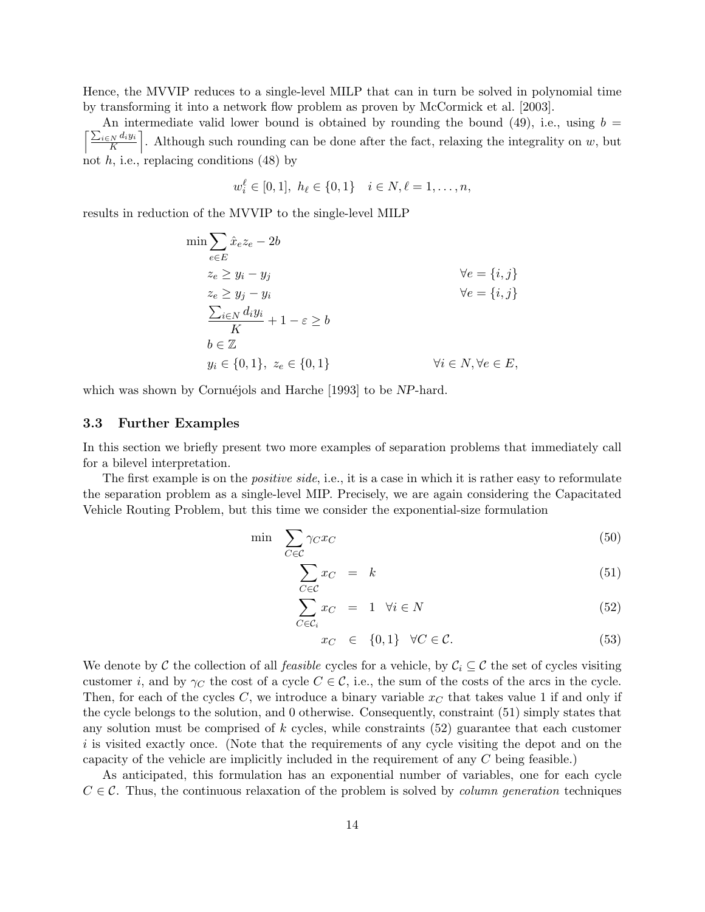Hence, the MVVIP reduces to a single-level MILP that can in turn be solved in polynomial time by transforming it into a network flow problem as proven by McCormick et al. [2003].

An intermediate valid lower bound is obtained by rounding the bound (49), i.e., using $b = \left\lceil \frac{\sum_{i \in N} d_i y_i}{K} \right\rceil$. Although such rounding can be done after the fact, relaxing the integrality on $w$, but not $h$, i.e., replacing conditions (48) by

$$w_i^\ell \in [0,1], \; h_\ell \in \{0,1\} \quad i \in N, \ell = 1, \ldots, n,$$

results in reduction of the MVVIP to the single-level MILP

$$
\begin{aligned}
\min & \sum_{e \in E} \hat{x}_e z_e - 2b \\
& z_e \geq y_i - y_j && \forall e = \{i,j\} \\
& z_e \geq y_j - y_i && \forall e = \{i,j\} \\
& \frac{\sum_{i \in N} d_i y_i}{K} + 1 - \varepsilon \geq b \\
& b \in \mathbb{Z} \\
& y_i \in \{0,1\}, \; z_e \in \{0,1\} && \forall i \in N, \forall e \in E,
\end{aligned}
$$

which was shown by Cornuéjols and Harche [1993] to be *NP*-hard.

### 3.3 Further Examples

In this section we briefly present two more examples of separation problems that immediately call for a bilevel interpretation.

The first example is on the *positive side*, i.e., it is a case in which it is rather easy to reformulate the separation problem as a single-level MIP. Precisely, we are again considering the Capacitated Vehicle Routing Problem, but this time we consider the exponential-size formulation

$$\min \quad \sum_{C \in \mathcal{C}} \gamma_C x_C \tag{50}$$

$$\sum_{C \in \mathcal{C}} x_C \quad = \quad k \tag{51}$$

$$\sum_{C \in \mathcal{C}_i} x_C \quad = \quad 1 \quad \forall i \in N \tag{52}$$

$$x_C \quad \in \quad \{0,1\} \quad \forall C \in \mathcal{C}. \tag{53}$$

We denote by $\mathcal{C}$ the collection of all *feasible* cycles for a vehicle, by $\mathcal{C}_i \subseteq \mathcal{C}$ the set of cycles visiting customer $i$, and by $\gamma_C$ the cost of a cycle $C \in \mathcal{C}$, i.e., the sum of the costs of the arcs in the cycle. Then, for each of the cycles $C$, we introduce a binary variable $x_C$ that takes value 1 if and only if the cycle belongs to the solution, and 0 otherwise. Consequently, constraint (51) simply states that any solution must be comprised of $k$ cycles, while constraints (52) guarantee that each customer $i$ is visited exactly once. (Note that the requirements of any cycle visiting the depot and on the capacity of the vehicle are implicitly included in the requirement of any $C$ being feasible.)

As anticipated, this formulation has an exponential number of variables, one for each cycle $C \in \mathcal{C}$. Thus, the continuous relaxation of the problem is solved by *column generation* techniques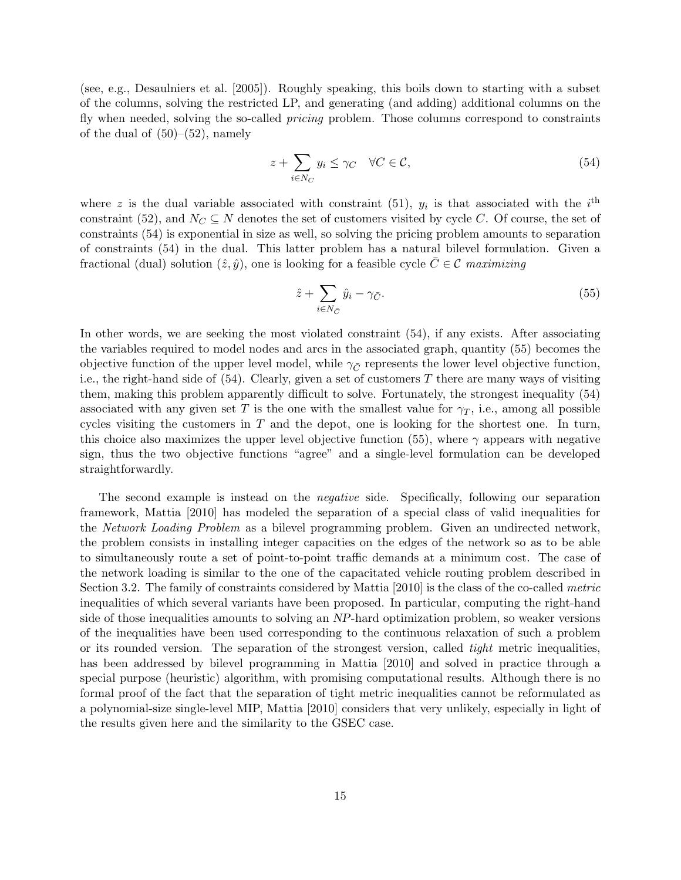(see, e.g., Desaulniers et al. [2005]). Roughly speaking, this boils down to starting with a subset of the columns, solving the restricted LP, and generating (and adding) additional columns on the fly when needed, solving the so-called *pricing* problem. Those columns correspond to constraints of the dual of (50)–(52), namely

$$z + \sum_{i \in N_C} y_i \leq \gamma_C \quad \forall C \in \mathcal{C}, \tag{54}$$

where $z$ is the dual variable associated with constraint (51), $y_i$ is that associated with the $i^{\text{th}}$ constraint (52), and $N_C \subseteq N$ denotes the set of customers visited by cycle $C$. Of course, the set of constraints (54) is exponential in size as well, so solving the pricing problem amounts to separation of constraints (54) in the dual. This latter problem has a natural bilevel formulation. Given a fractional (dual) solution $(\hat{z}, \hat{y})$, one is looking for a feasible cycle $\bar{C} \in \mathcal{C}$ *maximizing*

$$\hat{z} + \sum_{i \in N_{\bar{C}}} \hat{y}_i - \gamma_{\bar{C}}. \tag{55}$$

In other words, we are seeking the most violated constraint (54), if any exists. After associating the variables required to model nodes and arcs in the associated graph, quantity (55) becomes the objective function of the upper level model, while $\gamma_{\bar{C}}$ represents the lower level objective function, i.e., the right-hand side of (54). Clearly, given a set of customers $T$ there are many ways of visiting them, making this problem apparently difficult to solve. Fortunately, the strongest inequality (54) associated with any given set $T$ is the one with the smallest value for $\gamma_T$, i.e., among all possible cycles visiting the customers in $T$ and the depot, one is looking for the shortest one. In turn, this choice also maximizes the upper level objective function (55), where $\gamma$ appears with negative sign, thus the two objective functions "agree" and a single-level formulation can be developed straightforwardly.

The second example is instead on the *negative* side. Specifically, following our separation framework, Mattia [2010] has modeled the separation of a special class of valid inequalities for the *Network Loading Problem* as a bilevel programming problem. Given an undirected network, the problem consists in installing integer capacities on the edges of the network so as to be able to simultaneously route a set of point-to-point traffic demands at a minimum cost. The case of the network loading is similar to the one of the capacitated vehicle routing problem described in Section 3.2. The family of constraints considered by Mattia [2010] is the class of the co-called *metric* inequalities of which several variants have been proposed. In particular, computing the right-hand side of those inequalities amounts to solving an *NP*-hard optimization problem, so weaker versions of the inequalities have been used corresponding to the continuous relaxation of such a problem or its rounded version. The separation of the strongest version, called *tight* metric inequalities, has been addressed by bilevel programming in Mattia [2010] and solved in practice through a special purpose (heuristic) algorithm, with promising computational results. Although there is no formal proof of the fact that the separation of tight metric inequalities cannot be reformulated as a polynomial-size single-level MIP, Mattia [2010] considers that very unlikely, especially in light of the results given here and the similarity to the GSEC case.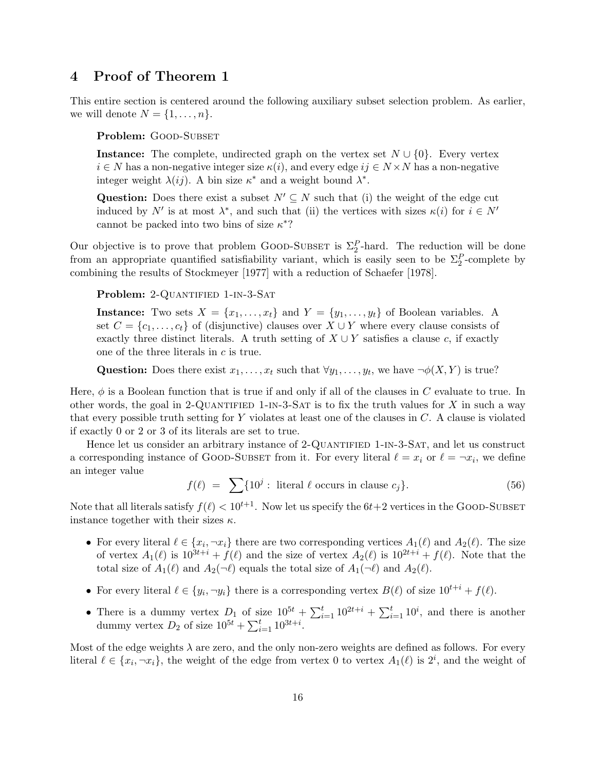## 4 Proof of Theorem 1

This entire section is centered around the following auxiliary subset selection problem. As earlier, we will denote $N = \{1, \ldots, n\}$.

> **Problem:** Good-Subset
>
> **Instance:** The complete, undirected graph on the vertex set $N \cup \{0\}$. Every vertex $i \in N$ has a non-negative integer size $\kappa(i)$, and every edge $ij \in N \times N$ has a non-negative integer weight $\lambda(ij)$. A bin size $\kappa^*$ and a weight bound $\lambda^*$.
>
> **Question:** Does there exist a subset $N' \subseteq N$ such that (i) the weight of the edge cut induced by $N'$ is at most $\lambda^*$, and such that (ii) the vertices with sizes $\kappa(i)$ for $i \in N'$ cannot be packed into two bins of size $\kappa^*$?

Our objective is to prove that problem Good-Subset is $\Sigma_2^P$-hard. The reduction will be done from an appropriate quantified satisfiability variant, which is easily seen to be $\Sigma_2^P$-complete by combining the results of Stockmeyer [1977] with a reduction of Schaefer [1978].

> **Problem:** 2-Quantified 1-in-3-Sat
>
> **Instance:** Two sets $X = \{x_1, \ldots, x_t\}$ and $Y = \{y_1, \ldots, y_t\}$ of Boolean variables. A set $C = \{c_1, \ldots, c_t\}$ of (disjunctive) clauses over $X \cup Y$ where every clause consists of exactly three distinct literals. A truth setting of $X \cup Y$ satisfies a clause $c$, if exactly one of the three literals in $c$ is true.
>
> **Question:** Does there exist $x_1, \ldots, x_t$ such that $\forall y_1, \ldots, y_t$, we have $\neg\phi(X, Y)$ is true?

Here, $\phi$ is a Boolean function that is true if and only if all of the clauses in $C$ evaluate to true. In other words, the goal in 2-Quantified 1-in-3-Sat is to fix the truth values for $X$ in such a way that every possible truth setting for $Y$ violates at least one of the clauses in $C$. A clause is violated if exactly 0 or 2 or 3 of its literals are set to true.

Hence let us consider an arbitrary instance of 2-Quantified 1-in-3-Sat, and let us construct a corresponding instance of Good-Subset from it. For every literal $\ell = x_i$ or $\ell = \neg x_i$, we define an integer value

$$f(\ell) \;=\; \sum \{10^j : \text{ literal } \ell \text{ occurs in clause } c_j\}. \tag{56}$$

Note that all literals satisfy $f(\ell) < 10^{t+1}$. Now let us specify the $6t+2$ vertices in the Good-Subset instance together with their sizes $\kappa$.

- For every literal $\ell \in \{x_i, \neg x_i\}$ there are two corresponding vertices $A_1(\ell)$ and $A_2(\ell)$. The size of vertex $A_1(\ell)$ is $10^{3t+i} + f(\ell)$ and the size of vertex $A_2(\ell)$ is $10^{2t+i} + f(\ell)$. Note that the total size of $A_1(\ell)$ and $A_2(\neg\ell)$ equals the total size of $A_1(\neg\ell)$ and $A_2(\ell)$.
- For every literal $\ell \in \{y_i, \neg y_i\}$ there is a corresponding vertex $B(\ell)$ of size $10^{t+i} + f(\ell)$.
- There is a dummy vertex $D_1$ of size $10^{5t} + \sum_{i=1}^{t} 10^{2t+i} + \sum_{i=1}^{t} 10^i$, and there is another dummy vertex $D_2$ of size $10^{5t} + \sum_{i=1}^{t} 10^{3t+i}$.

Most of the edge weights $\lambda$ are zero, and the only non-zero weights are defined as follows. For every literal $\ell \in \{x_i, \neg x_i\}$, the weight of the edge from vertex 0 to vertex $A_1(\ell)$ is $2^i$, and the weight of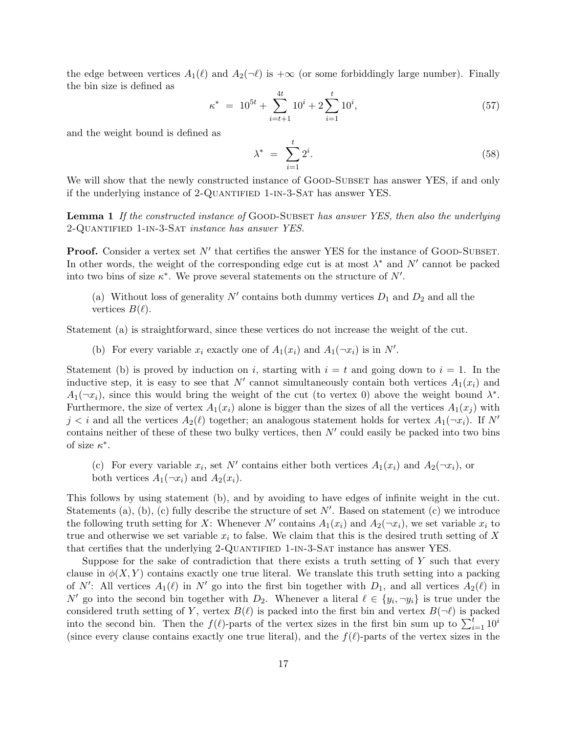the edge between vertices $A_1(\ell)$ and $A_2(\neg\ell)$ is $+\infty$ (or some forbiddingly large number). Finally the bin size is defined as

$$\kappa^* \;=\; 10^{5t} + \sum_{i=t+1}^{4t} 10^i + 2\sum_{i=1}^{t} 10^i, \tag{57}$$

and the weight bound is defined as

$$\lambda^* \;=\; \sum_{i=1}^{t} 2^i. \tag{58}$$

We will show that the newly constructed instance of Good-Subset has answer YES, if and only if the underlying instance of 2-Quantified 1-in-3-Sat has answer YES.

**Lemma 1** *If the constructed instance of* Good-Subset *has answer YES, then also the underlying* 2-Quantified 1-in-3-Sat *instance has answer YES.*

**Proof.** Consider a vertex set $N'$ that certifies the answer YES for the instance of Good-Subset. In other words, the weight of the corresponding edge cut is at most $\lambda^*$ and $N'$ cannot be packed into two bins of size $\kappa^*$. We prove several statements on the structure of $N'$.

> (a) Without loss of generality $N'$ contains both dummy vertices $D_1$ and $D_2$ and all the vertices $B(\ell)$.

Statement (a) is straightforward, since these vertices do not increase the weight of the cut.

> (b) For every variable $x_i$ exactly one of $A_1(x_i)$ and $A_1(\neg x_i)$ is in $N'$.

Statement (b) is proved by induction on $i$, starting with $i = t$ and going down to $i = 1$. In the inductive step, it is easy to see that $N'$ cannot simultaneously contain both vertices $A_1(x_i)$ and $A_1(\neg x_i)$, since this would bring the weight of the cut (to vertex 0) above the weight bound $\lambda^*$. Furthermore, the size of vertex $A_1(x_i)$ alone is bigger than the sizes of all the vertices $A_1(x_j)$ with $j < i$ and all the vertices $A_2(\ell)$ together; an analogous statement holds for vertex $A_1(\neg x_i)$. If $N'$ contains neither of these of these two bulky vertices, then $N'$ could easily be packed into two bins of size $\kappa^*$.

> (c) For every variable $x_i$, set $N'$ contains either both vertices $A_1(x_i)$ and $A_2(\neg x_i)$, or both vertices $A_1(\neg x_i)$ and $A_2(x_i)$.

This follows by using statement (b), and by avoiding to have edges of infinite weight in the cut. Statements (a), (b), (c) fully describe the structure of set $N'$. Based on statement (c) we introduce the following truth setting for $X$: Whenever $N'$ contains $A_1(x_i)$ and $A_2(\neg x_i)$, we set variable $x_i$ to true and otherwise we set variable $x_i$ to false. We claim that this is the desired truth setting of $X$ that certifies that the underlying 2-Quantified 1-in-3-Sat instance has answer YES.

Suppose for the sake of contradiction that there exists a truth setting of $Y$ such that every clause in $\phi(X, Y)$ contains exactly one true literal. We translate this truth setting into a packing of $N'$: All vertices $A_1(\ell)$ in $N'$ go into the first bin together with $D_1$, and all vertices $A_2(\ell)$ in $N'$ go into the second bin together with $D_2$. Whenever a literal $\ell \in \{y_i, \neg y_i\}$ is true under the considered truth setting of $Y$, vertex $B(\ell)$ is packed into the first bin and vertex $B(\neg\ell)$ is packed into the second bin. Then the $f(\ell)$-parts of the vertex sizes in the first bin sum up to $\sum_{i=1}^{t} 10^i$ (since every clause contains exactly one true literal), and the $f(\ell)$-parts of the vertex sizes in the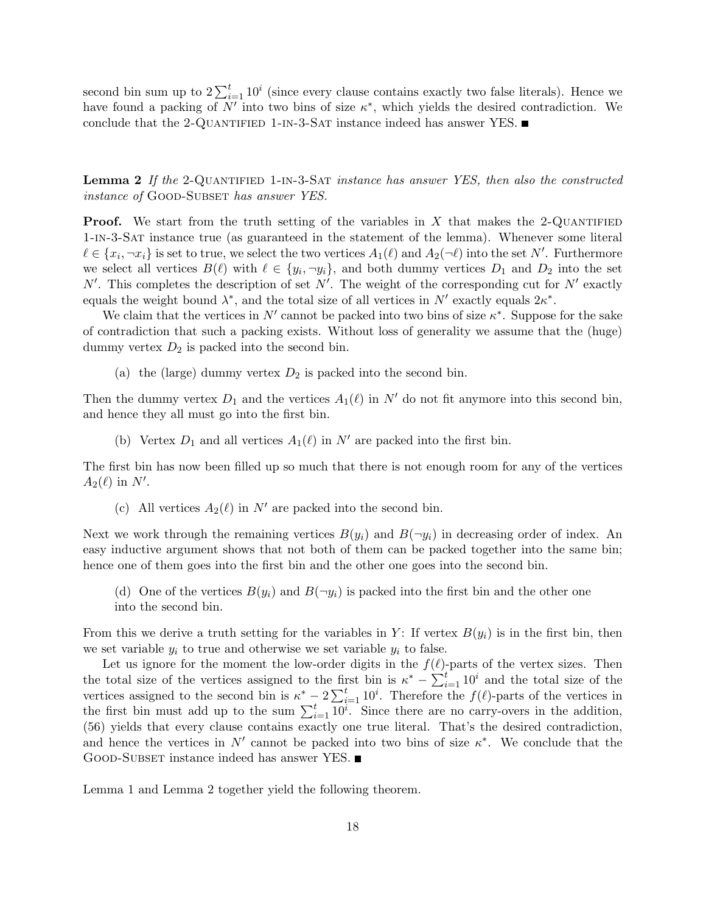second bin sum up to $2\sum_{i=1}^{t} 10^i$ (since every clause contains exactly two false literals). Hence we have found a packing of $N'$ into two bins of size $\kappa^*$, which yields the desired contradiction. We conclude that the 2-Quantified 1-in-3-Sat instance indeed has answer YES. ■

**Lemma 2** *If the* 2-Quantified 1-in-3-Sat *instance has answer YES, then also the constructed instance of* Good-Subset *has answer YES.*

**Proof.** We start from the truth setting of the variables in $X$ that makes the 2-Quantified 1-in-3-Sat instance true (as guaranteed in the statement of the lemma). Whenever some literal $\ell \in \{x_i, \neg x_i\}$ is set to true, we select the two vertices $A_1(\ell)$ and $A_2(\neg\ell)$ into the set $N'$. Furthermore we select all vertices $B(\ell)$ with $\ell \in \{y_i, \neg y_i\}$, and both dummy vertices $D_1$ and $D_2$ into the set $N'$. This completes the description of set $N'$. The weight of the corresponding cut for $N'$ exactly equals the weight bound $\lambda^*$, and the total size of all vertices in $N'$ exactly equals $2\kappa^*$.

We claim that the vertices in $N'$ cannot be packed into two bins of size $\kappa^*$. Suppose for the sake of contradiction that such a packing exists. Without loss of generality we assume that the (huge) dummy vertex $D_2$ is packed into the second bin.

(a) the (large) dummy vertex $D_2$ is packed into the second bin.

Then the dummy vertex $D_1$ and the vertices $A_1(\ell)$ in $N'$ do not fit anymore into this second bin, and hence they all must go into the first bin.

(b) Vertex $D_1$ and all vertices $A_1(\ell)$ in $N'$ are packed into the first bin.

The first bin has now been filled up so much that there is not enough room for any of the vertices $A_2(\ell)$ in $N'$.

(c) All vertices $A_2(\ell)$ in $N'$ are packed into the second bin.

Next we work through the remaining vertices $B(y_i)$ and $B(\neg y_i)$ in decreasing order of index. An easy inductive argument shows that not both of them can be packed together into the same bin; hence one of them goes into the first bin and the other one goes into the second bin.

(d) One of the vertices $B(y_i)$ and $B(\neg y_i)$ is packed into the first bin and the other one into the second bin.

From this we derive a truth setting for the variables in $Y$: If vertex $B(y_i)$ is in the first bin, then we set variable $y_i$ to true and otherwise we set variable $y_i$ to false.

Let us ignore for the moment the low-order digits in the $f(\ell)$-parts of the vertex sizes. Then the total size of the vertices assigned to the first bin is $\kappa^* - \sum_{i=1}^{t} 10^i$ and the total size of the vertices assigned to the second bin is $\kappa^* - 2\sum_{i=1}^{t} 10^i$. Therefore the $f(\ell)$-parts of the vertices in the first bin must add up to the sum $\sum_{i=1}^{t} 10^i$. Since there are no carry-overs in the addition, (56) yields that every clause contains exactly one true literal. That's the desired contradiction, and hence the vertices in $N'$ cannot be packed into two bins of size $\kappa^*$. We conclude that the Good-Subset instance indeed has answer YES. ■

Lemma 1 and Lemma 2 together yield the following theorem.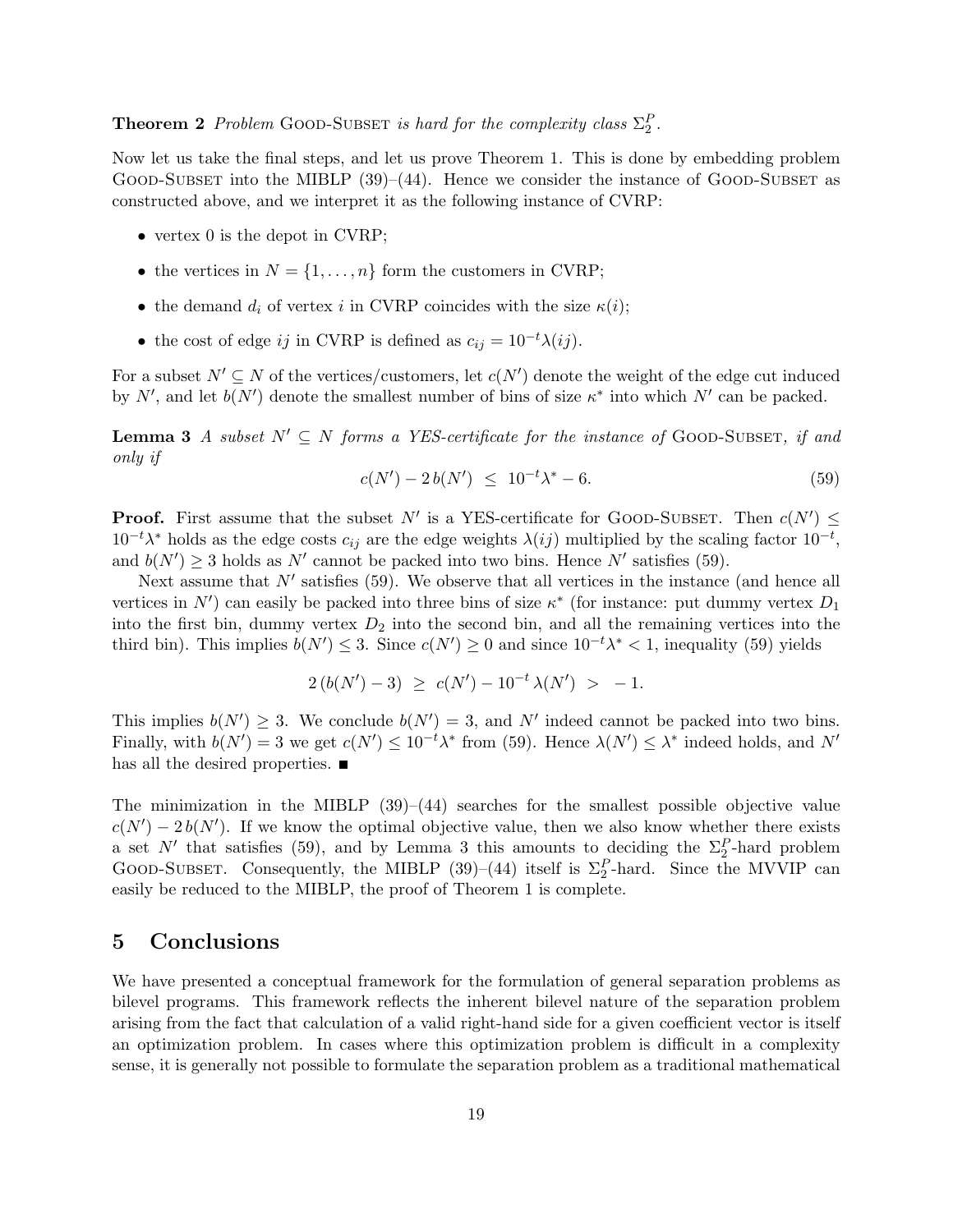**Theorem 2** *Problem* Good-Subset *is hard for the complexity class* $\Sigma_2^P$.

Now let us take the final steps, and let us prove Theorem 1. This is done by embedding problem Good-Subset into the MIBLP (39)–(44). Hence we consider the instance of Good-Subset as constructed above, and we interpret it as the following instance of CVRP:

- vertex 0 is the depot in CVRP;
- the vertices in $N = \{1, \ldots, n\}$ form the customers in CVRP;
- the demand $d_i$ of vertex $i$ in CVRP coincides with the size $\kappa(i)$;
- the cost of edge $ij$ in CVRP is defined as $c_{ij} = 10^{-t}\lambda(ij)$.

For a subset $N' \subseteq N$ of the vertices/customers, let $c(N')$ denote the weight of the edge cut induced by $N'$, and let $b(N')$ denote the smallest number of bins of size $\kappa^*$ into which $N'$ can be packed.

**Lemma 3** *A subset* $N' \subseteq N$ *forms a YES-certificate for the instance of* Good-Subset*, if and only if*

$$c(N') - 2\,b(N') \;\leq\; 10^{-t}\lambda^* - 6. \tag{59}$$

**Proof.** First assume that the subset $N'$ is a YES-certificate for Good-Subset. Then $c(N') \leq 10^{-t}\lambda^*$ holds as the edge costs $c_{ij}$ are the edge weights $\lambda(ij)$ multiplied by the scaling factor $10^{-t}$, and $b(N') \geq 3$ holds as $N'$ cannot be packed into two bins. Hence $N'$ satisfies (59).

Next assume that $N'$ satisfies (59). We observe that all vertices in the instance (and hence all vertices in $N'$) can easily be packed into three bins of size $\kappa^*$ (for instance: put dummy vertex $D_1$ into the first bin, dummy vertex $D_2$ into the second bin, and all the remaining vertices into the third bin). This implies $b(N') \leq 3$. Since $c(N') \geq 0$ and since $10^{-t}\lambda^* < 1$, inequality (59) yields

$$2\,(b(N') - 3) \;\geq\; c(N') - 10^{-t}\,\lambda(N') \;>\; -1.$$

This implies $b(N') \geq 3$. We conclude $b(N') = 3$, and $N'$ indeed cannot be packed into two bins. Finally, with $b(N') = 3$ we get $c(N') \leq 10^{-t}\lambda^*$ from (59). Hence $\lambda(N') \leq \lambda^*$ indeed holds, and $N'$ has all the desired properties. ■

The minimization in the MIBLP (39)–(44) searches for the smallest possible objective value $c(N') - 2\,b(N')$. If we know the optimal objective value, then we also know whether there exists a set $N'$ that satisfies (59), and by Lemma 3 this amounts to deciding the $\Sigma_2^P$-hard problem Good-Subset. Consequently, the MIBLP (39)–(44) itself is $\Sigma_2^P$-hard. Since the MVVIP can easily be reduced to the MIBLP, the proof of Theorem 1 is complete.

## 5 Conclusions

We have presented a conceptual framework for the formulation of general separation problems as bilevel programs. This framework reflects the inherent bilevel nature of the separation problem arising from the fact that calculation of a valid right-hand side for a given coefficient vector is itself an optimization problem. In cases where this optimization problem is difficult in a complexity sense, it is generally not possible to formulate the separation problem as a traditional mathematical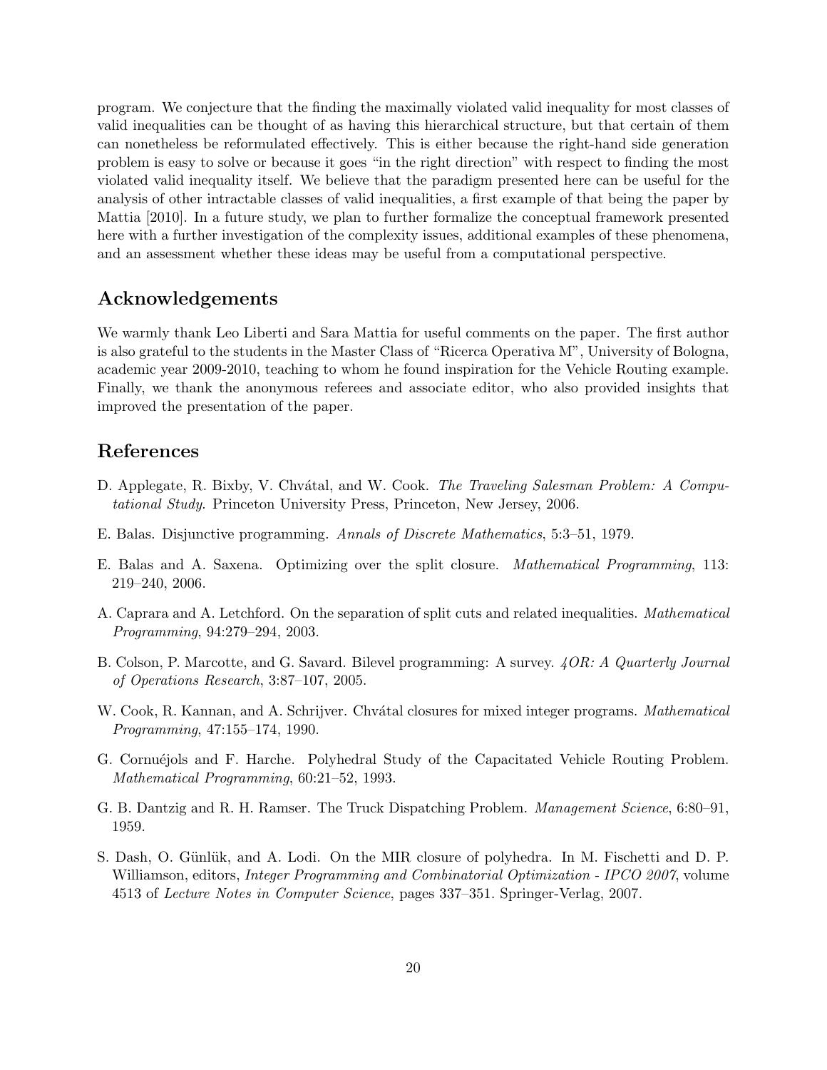program. We conjecture that the finding the maximally violated valid inequality for most classes of valid inequalities can be thought of as having this hierarchical structure, but that certain of them can nonetheless be reformulated effectively. This is either because the right-hand side generation problem is easy to solve or because it goes "in the right direction" with respect to finding the most violated valid inequality itself. We believe that the paradigm presented here can be useful for the analysis of other intractable classes of valid inequalities, a first example of that being the paper by Mattia [2010]. In a future study, we plan to further formalize the conceptual framework presented here with a further investigation of the complexity issues, additional examples of these phenomena, and an assessment whether these ideas may be useful from a computational perspective.

## Acknowledgements

We warmly thank Leo Liberti and Sara Mattia for useful comments on the paper. The first author is also grateful to the students in the Master Class of "Ricerca Operativa M", University of Bologna, academic year 2009-2010, teaching to whom he found inspiration for the Vehicle Routing example. Finally, we thank the anonymous referees and associate editor, who also provided insights that improved the presentation of the paper.

## References

D. Applegate, R. Bixby, V. Chvátal, and W. Cook. *The Traveling Salesman Problem: A Computational Study*. Princeton University Press, Princeton, New Jersey, 2006.

E. Balas. Disjunctive programming. *Annals of Discrete Mathematics*, 5:3–51, 1979.

E. Balas and A. Saxena. Optimizing over the split closure. *Mathematical Programming*, 113: 219–240, 2006.

A. Caprara and A. Letchford. On the separation of split cuts and related inequalities. *Mathematical Programming*, 94:279–294, 2003.

B. Colson, P. Marcotte, and G. Savard. Bilevel programming: A survey. *4OR: A Quarterly Journal of Operations Research*, 3:87–107, 2005.

W. Cook, R. Kannan, and A. Schrijver. Chvátal closures for mixed integer programs. *Mathematical Programming*, 47:155–174, 1990.

G. Cornuéjols and F. Harche. Polyhedral Study of the Capacitated Vehicle Routing Problem. *Mathematical Programming*, 60:21–52, 1993.

G. B. Dantzig and R. H. Ramser. The Truck Dispatching Problem. *Management Science*, 6:80–91, 1959.

S. Dash, O. Günlük, and A. Lodi. On the MIR closure of polyhedra. In M. Fischetti and D. P. Williamson, editors, *Integer Programming and Combinatorial Optimization - IPCO 2007*, volume 4513 of *Lecture Notes in Computer Science*, pages 337–351. Springer-Verlag, 2007.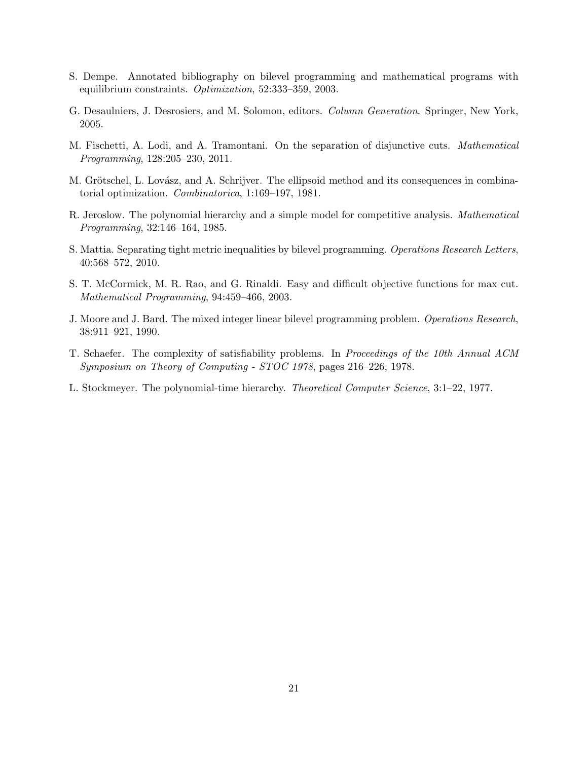S. Dempe. Annotated bibliography on bilevel programming and mathematical programs with equilibrium constraints. *Optimization*, 52:333–359, 2003.

G. Desaulniers, J. Desrosiers, and M. Solomon, editors. *Column Generation*. Springer, New York, 2005.

M. Fischetti, A. Lodi, and A. Tramontani. On the separation of disjunctive cuts. *Mathematical Programming*, 128:205–230, 2011.

M. Grötschel, L. Lovász, and A. Schrijver. The ellipsoid method and its consequences in combinatorial optimization. *Combinatorica*, 1:169–197, 1981.

R. Jeroslow. The polynomial hierarchy and a simple model for competitive analysis. *Mathematical Programming*, 32:146–164, 1985.

S. Mattia. Separating tight metric inequalities by bilevel programming. *Operations Research Letters*, 40:568–572, 2010.

S. T. McCormick, M. R. Rao, and G. Rinaldi. Easy and difficult objective functions for max cut. *Mathematical Programming*, 94:459–466, 2003.

J. Moore and J. Bard. The mixed integer linear bilevel programming problem. *Operations Research*, 38:911–921, 1990.

T. Schaefer. The complexity of satisfiability problems. In *Proceedings of the 10th Annual ACM Symposium on Theory of Computing - STOC 1978*, pages 216–226, 1978.

L. Stockmeyer. The polynomial-time hierarchy. *Theoretical Computer Science*, 3:1–22, 1977.